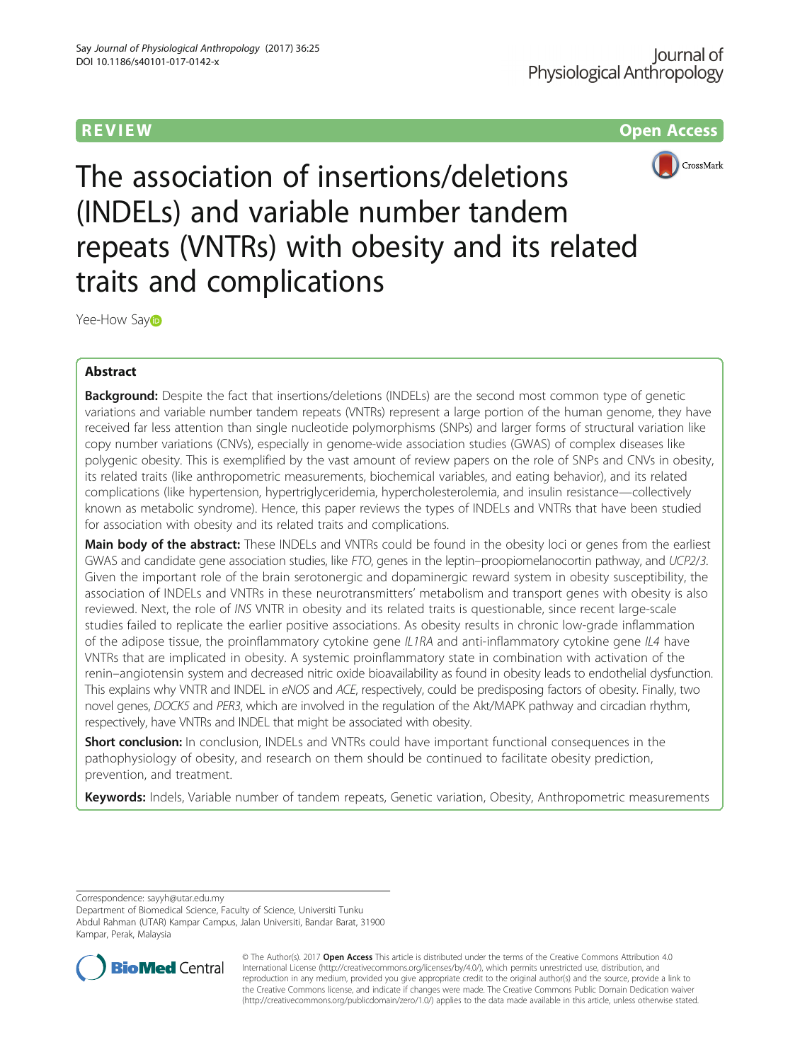REVIEW Open Access

# The association of insertions/deletions (INDELs) and variable number tandem repeats (VNTRs) with obesity and its related traits and complications

Yee-How Say

## Abstract

**Background:** Despite the fact that insertions/deletions (INDELs) are the second most common type of genetic variations and variable number tandem repeats (VNTRs) represent a large portion of the human genome, they have received far less attention than single nucleotide polymorphisms (SNPs) and larger forms of structural variation like copy number variations (CNVs), especially in genome-wide association studies (GWAS) of complex diseases like polygenic obesity. This is exemplified by the vast amount of review papers on the role of SNPs and CNVs in obesity, its related traits (like anthropometric measurements, biochemical variables, and eating behavior), and its related complications (like hypertension, hypertriglyceridemia, hypercholesterolemia, and insulin resistance—collectively known as metabolic syndrome). Hence, this paper reviews the types of INDELs and VNTRs that have been studied for association with obesity and its related traits and complications.

**Main body of the abstract:** These INDELs and VNTRs could be found in the obesity loci or genes from the earliest GWAS and candidate gene association studies, like *FTO*, genes in the leptin–proopiomelanocortin pathway, and *UCP2/3*. Given the important role of the brain serotonergic and dopaminergic reward system in obesity susceptibility, the association of INDELs and VNTRs in these neurotransmitters' metabolism and transport genes with obesity is also reviewed. Next, the role of *INS* VNTR in obesity and its related traits is questionable, since recent large-scale studies failed to replicate the earlier positive associations. As obesity results in chronic low-grade inflammation of the adipose tissue, the proinflammatory cytokine gene *IL1RA* and anti-inflammatory cytokine gene *IL4* have VNTRs that are implicated in obesity. A systemic proinflammatory state in combination with activation of the renin–angiotensin system and decreased nitric oxide bioavailability as found in obesity leads to endothelial dysfunction. This explains why VNTR and INDEL in *eNOS* and *ACE*, respectively, could be predisposing factors of obesity. Finally, two novel genes, *DOCK5* and *PER3*, which are involved in the regulation of the Akt/MAPK pathway and circadian rhythm, respectively, have VNTRs and INDEL that might be associated with obesity.

**Short conclusion:** In conclusion, INDELs and VNTRs could have important functional consequences in the pathophysiology of obesity, and research on them should be continued to facilitate obesity prediction, prevention, and treatment.

**Keywords:** Indels, Variable number of tandem repeats, Genetic variation, Obesity, Anthropometric measurements

Correspondence: sayyh@utar.edu.my
Department of Biomedical Science, Faculty of Science, Universiti Tunku Abdul Rahman (UTAR) Kampar Campus, Jalan Universiti, Bandar Barat, 31900 Kampar, Perak, Malaysia

© The Author(s). 2017 **Open Access** This article is distributed under the terms of the Creative Commons Attribution 4.0 International License (http://creativecommons.org/licenses/by/4.0/), which permits unrestricted use, distribution, and reproduction in any medium, provided you give appropriate credit to the original author(s) and the source, provide a link to the Creative Commons license, and indicate if changes were made. The Creative Commons Public Domain Dedication waiver (http://creativecommons.org/publicdomain/zero/1.0/) applies to the data made available in this article, unless otherwise stated.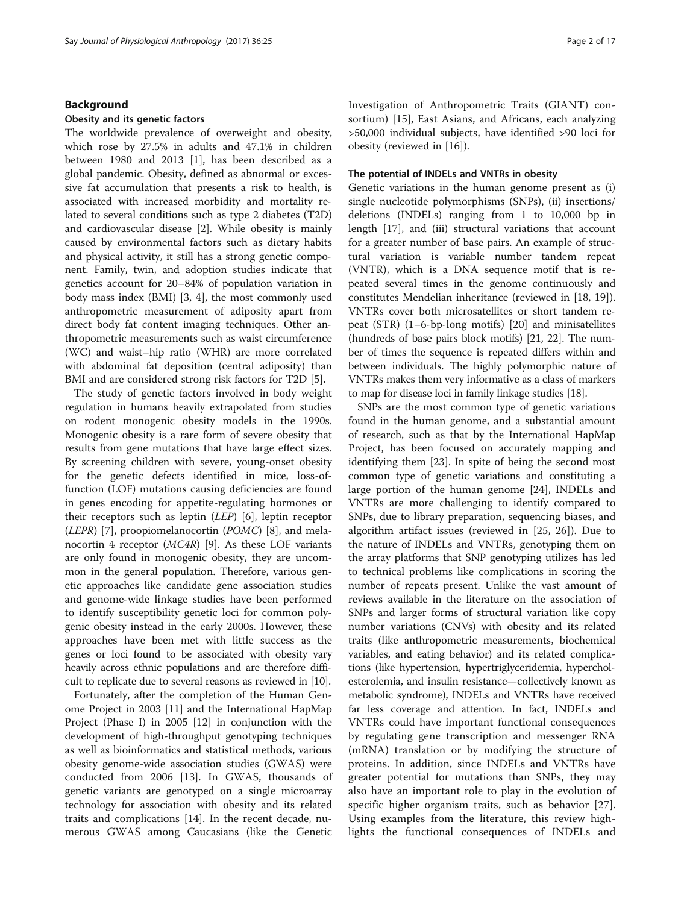## Background

### Obesity and its genetic factors

The worldwide prevalence of overweight and obesity, which rose by 27.5% in adults and 47.1% in children between 1980 and 2013 [1], has been described as a global pandemic. Obesity, defined as abnormal or excessive fat accumulation that presents a risk to health, is associated with increased morbidity and mortality related to several conditions such as type 2 diabetes (T2D) and cardiovascular disease [2]. While obesity is mainly caused by environmental factors such as dietary habits and physical activity, it still has a strong genetic component. Family, twin, and adoption studies indicate that genetics account for 20–84% of population variation in body mass index (BMI) [3, 4], the most commonly used anthropometric measurement of adiposity apart from direct body fat content imaging techniques. Other anthropometric measurements such as waist circumference (WC) and waist–hip ratio (WHR) are more correlated with abdominal fat deposition (central adiposity) than BMI and are considered strong risk factors for T2D [5].

The study of genetic factors involved in body weight regulation in humans heavily extrapolated from studies on rodent monogenic obesity models in the 1990s. Monogenic obesity is a rare form of severe obesity that results from gene mutations that have large effect sizes. By screening children with severe, young-onset obesity for the genetic defects identified in mice, loss-of-function (LOF) mutations causing deficiencies are found in genes encoding for appetite-regulating hormones or their receptors such as leptin (*LEP*) [6], leptin receptor (*LEPR*) [7], proopiomelanocortin (*POMC*) [8], and melanocortin 4 receptor (*MC4R*) [9]. As these LOF variants are only found in monogenic obesity, they are uncommon in the general population. Therefore, various genetic approaches like candidate gene association studies and genome-wide linkage studies have been performed to identify susceptibility genetic loci for common polygenic obesity instead in the early 2000s. However, these approaches have been met with little success as the genes or loci found to be associated with obesity vary heavily across ethnic populations and are therefore difficult to replicate due to several reasons as reviewed in [10].

Fortunately, after the completion of the Human Genome Project in 2003 [11] and the International HapMap Project (Phase I) in 2005 [12] in conjunction with the development of high-throughput genotyping techniques as well as bioinformatics and statistical methods, various obesity genome-wide association studies (GWAS) were conducted from 2006 [13]. In GWAS, thousands of genetic variants are genotyped on a single microarray technology for association with obesity and its related traits and complications [14]. In the recent decade, numerous GWAS among Caucasians (like the Genetic Investigation of Anthropometric Traits (GIANT) consortium) [15], East Asians, and Africans, each analyzing >50,000 individual subjects, have identified >90 loci for obesity (reviewed in [16]).

### The potential of INDELs and VNTRs in obesity

Genetic variations in the human genome present as (i) single nucleotide polymorphisms (SNPs), (ii) insertions/deletions (INDELs) ranging from 1 to 10,000 bp in length [17], and (iii) structural variations that account for a greater number of base pairs. An example of structural variation is variable number tandem repeat (VNTR), which is a DNA sequence motif that is repeated several times in the genome continuously and constitutes Mendelian inheritance (reviewed in [18, 19]). VNTRs cover both microsatellites or short tandem repeat (STR) (1–6-bp-long motifs) [20] and minisatellites (hundreds of base pairs block motifs) [21, 22]. The number of times the sequence is repeated differs within and between individuals. The highly polymorphic nature of VNTRs makes them very informative as a class of markers to map for disease loci in family linkage studies [18].

SNPs are the most common type of genetic variations found in the human genome, and a substantial amount of research, such as that by the International HapMap Project, has been focused on accurately mapping and identifying them [23]. In spite of being the second most common type of genetic variations and constituting a large portion of the human genome [24], INDELs and VNTRs are more challenging to identify compared to SNPs, due to library preparation, sequencing biases, and algorithm artifact issues (reviewed in [25, 26]). Due to the nature of INDELs and VNTRs, genotyping them on the array platforms that SNP genotyping utilizes has led to technical problems like complications in scoring the number of repeats present. Unlike the vast amount of reviews available in the literature on the association of SNPs and larger forms of structural variation like copy number variations (CNVs) with obesity and its related traits (like anthropometric measurements, biochemical variables, and eating behavior) and its related complications (like hypertension, hypertriglyceridemia, hypercholesterolemia, and insulin resistance—collectively known as metabolic syndrome), INDELs and VNTRs have received far less coverage and attention. In fact, INDELs and VNTRs could have important functional consequences by regulating gene transcription and messenger RNA (mRNA) translation or by modifying the structure of proteins. In addition, since INDELs and VNTRs have greater potential for mutations than SNPs, they may also have an important role to play in the evolution of specific higher organism traits, such as behavior [27]. Using examples from the literature, this review highlights the functional consequences of INDELs and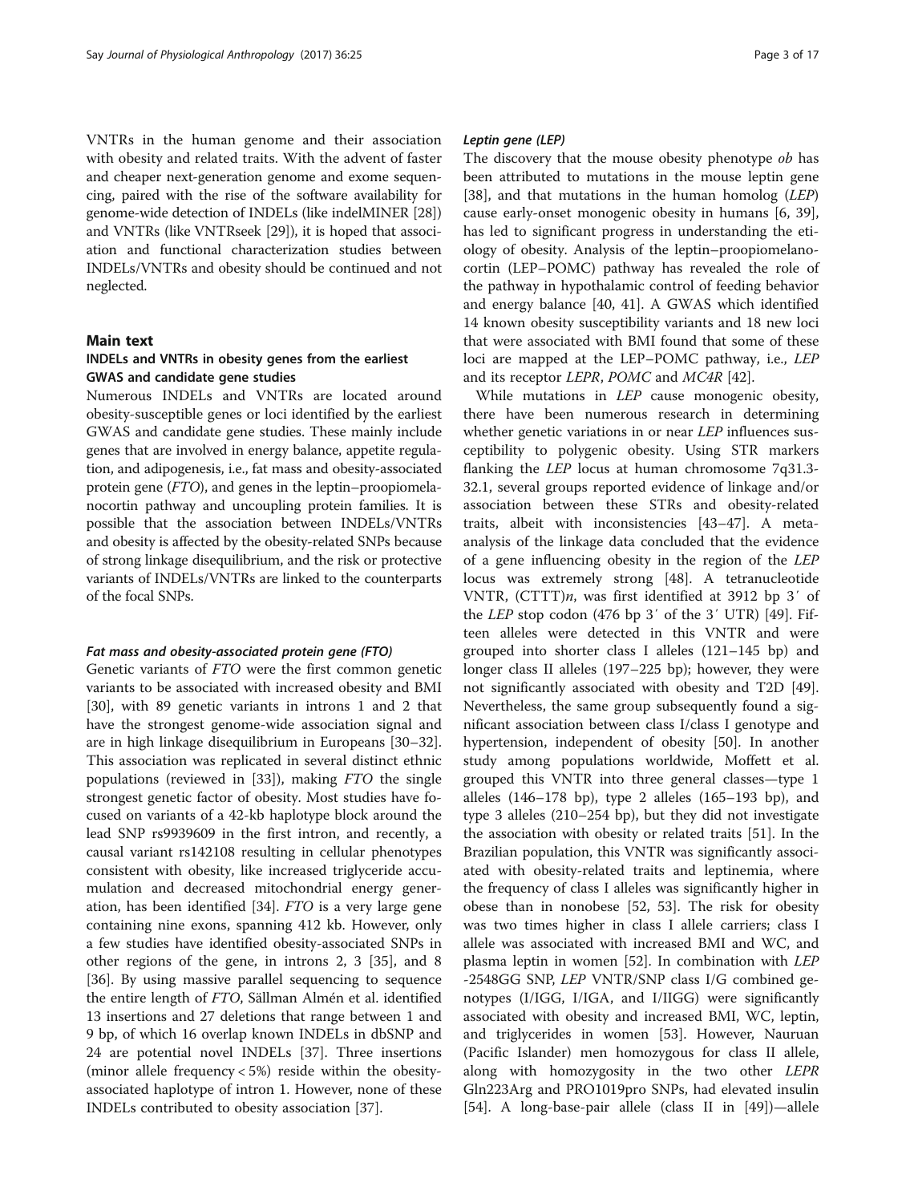VNTRs in the human genome and their association with obesity and related traits. With the advent of faster and cheaper next-generation genome and exome sequencing, paired with the rise of the software availability for genome-wide detection of INDELs (like indelMINER [28]) and VNTRs (like VNTRseek [29]), it is hoped that association and functional characterization studies between INDELs/VNTRs and obesity should be continued and not neglected.

## Main text

### INDELs and VNTRs in obesity genes from the earliest GWAS and candidate gene studies

Numerous INDELs and VNTRs are located around obesity-susceptible genes or loci identified by the earliest GWAS and candidate gene studies. These mainly include genes that are involved in energy balance, appetite regulation, and adipogenesis, i.e., fat mass and obesity-associated protein gene (*FTO*), and genes in the leptin–proopiomelanocortin pathway and uncoupling protein families. It is possible that the association between INDELs/VNTRs and obesity is affected by the obesity-related SNPs because of strong linkage disequilibrium, and the risk or protective variants of INDELs/VNTRs are linked to the counterparts of the focal SNPs.

#### *Fat mass and obesity-associated protein gene (FTO)*

Genetic variants of *FTO* were the first common genetic variants to be associated with increased obesity and BMI [30], with 89 genetic variants in introns 1 and 2 that have the strongest genome-wide association signal and are in high linkage disequilibrium in Europeans [30–32]. This association was replicated in several distinct ethnic populations (reviewed in [33]), making *FTO* the single strongest genetic factor of obesity. Most studies have focused on variants of a 42-kb haplotype block around the lead SNP rs9939609 in the first intron, and recently, a causal variant rs142108 resulting in cellular phenotypes consistent with obesity, like increased triglyceride accumulation and decreased mitochondrial energy generation, has been identified [34]. *FTO* is a very large gene containing nine exons, spanning 412 kb. However, only a few studies have identified obesity-associated SNPs in other regions of the gene, in introns 2, 3 [35], and 8 [36]. By using massive parallel sequencing to sequence the entire length of *FTO*, Sällman Almén et al. identified 13 insertions and 27 deletions that range between 1 and 9 bp, of which 16 overlap known INDELs in dbSNP and 24 are potential novel INDELs [37]. Three insertions (minor allele frequency < 5%) reside within the obesity-associated haplotype of intron 1. However, none of these INDELs contributed to obesity association [37].

#### *Leptin gene (LEP)*

The discovery that the mouse obesity phenotype *ob* has been attributed to mutations in the mouse leptin gene [38], and that mutations in the human homolog (*LEP*) cause early-onset monogenic obesity in humans [6, 39], has led to significant progress in understanding the etiology of obesity. Analysis of the leptin–proopiomelanocortin (LEP–POMC) pathway has revealed the role of the pathway in hypothalamic control of feeding behavior and energy balance [40, 41]. A GWAS which identified 14 known obesity susceptibility variants and 18 new loci that were associated with BMI found that some of these loci are mapped at the LEP–POMC pathway, i.e., *LEP* and its receptor *LEPR*, *POMC* and *MC4R* [42].

While mutations in *LEP* cause monogenic obesity, there have been numerous research in determining whether genetic variations in or near *LEP* influences susceptibility to polygenic obesity. Using STR markers flanking the *LEP* locus at human chromosome 7q31.3-32.1, several groups reported evidence of linkage and/or association between these STRs and obesity-related traits, albeit with inconsistencies [43–47]. A meta-analysis of the linkage data concluded that the evidence of a gene influencing obesity in the region of the *LEP* locus was extremely strong [48]. A tetranucleotide VNTR, (CTTT)*n*, was first identified at 3912 bp 3′ of the *LEP* stop codon (476 bp 3′ of the 3′ UTR) [49]. Fifteen alleles were detected in this VNTR and were grouped into shorter class I alleles (121–145 bp) and longer class II alleles (197–225 bp); however, they were not significantly associated with obesity and T2D [49]. Nevertheless, the same group subsequently found a significant association between class I/class I genotype and hypertension, independent of obesity [50]. In another study among populations worldwide, Moffett et al. grouped this VNTR into three general classes—type 1 alleles (146–178 bp), type 2 alleles (165–193 bp), and type 3 alleles (210–254 bp), but they did not investigate the association with obesity or related traits [51]. In the Brazilian population, this VNTR was significantly associated with obesity-related traits and leptinemia, where the frequency of class I alleles was significantly higher in obese than in nonobese [52, 53]. The risk for obesity was two times higher in class I allele carriers; class I allele was associated with increased BMI and WC, and plasma leptin in women [52]. In combination with *LEP* -2548GG SNP, *LEP* VNTR/SNP class I/G combined genotypes (I/IGG, I/IGA, and I/IIGG) were significantly associated with obesity and increased BMI, WC, leptin, and triglycerides in women [53]. However, Nauruan (Pacific Islander) men homozygous for class II allele, along with homozygosity in the two other *LEPR* Gln223Arg and PRO1019pro SNPs, had elevated insulin [54]. A long-base-pair allele (class II in [49])—allele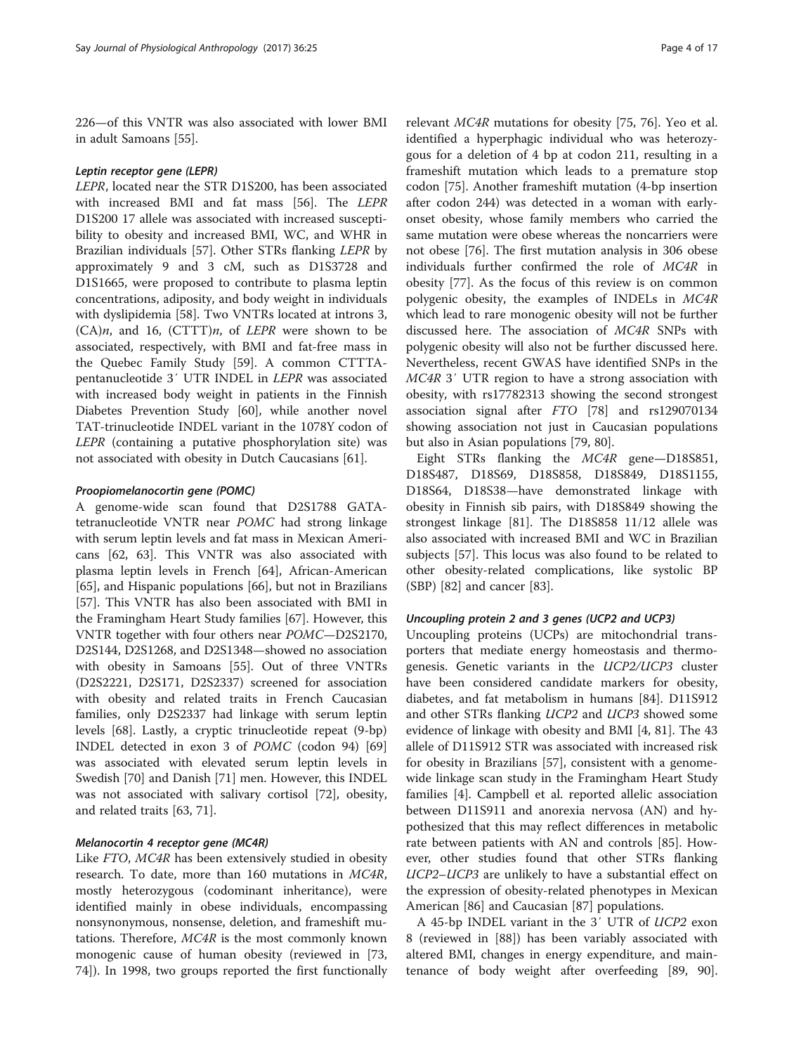226—of this VNTR was also associated with lower BMI in adult Samoans [55].

#### *Leptin receptor gene (LEPR)*

*LEPR*, located near the STR D1S200, has been associated with increased BMI and fat mass [56]. The *LEPR* D1S200 17 allele was associated with increased susceptibility to obesity and increased BMI, WC, and WHR in Brazilian individuals [57]. Other STRs flanking *LEPR* by approximately 9 and 3 cM, such as D1S3728 and D1S1665, were proposed to contribute to plasma leptin concentrations, adiposity, and body weight in individuals with dyslipidemia [58]. Two VNTRs located at introns 3, (CA)*n*, and 16, (CTTT)*n*, of *LEPR* were shown to be associated, respectively, with BMI and fat-free mass in the Quebec Family Study [59]. A common CTTTA-pentanucleotide 3′ UTR INDEL in *LEPR* was associated with increased body weight in patients in the Finnish Diabetes Prevention Study [60], while another novel TAT-trinucleotide INDEL variant in the 1078Y codon of *LEPR* (containing a putative phosphorylation site) was not associated with obesity in Dutch Caucasians [61].

#### *Proopiomelanocortin gene (POMC)*

A genome-wide scan found that D2S1788 GATA-tetranucleotide VNTR near *POMC* had strong linkage with serum leptin levels and fat mass in Mexican Americans [62, 63]. This VNTR was also associated with plasma leptin levels in French [64], African-American [65], and Hispanic populations [66], but not in Brazilians [57]. This VNTR has also been associated with BMI in the Framingham Heart Study families [67]. However, this VNTR together with four others near *POMC*—D2S2170, D2S144, D2S1268, and D2S1348—showed no association with obesity in Samoans [55]. Out of three VNTRs (D2S2221, D2S171, D2S2337) screened for association with obesity and related traits in French Caucasian families, only D2S2337 had linkage with serum leptin levels [68]. Lastly, a cryptic trinucleotide repeat (9-bp) INDEL detected in exon 3 of *POMC* (codon 94) [69] was associated with elevated serum leptin levels in Swedish [70] and Danish [71] men. However, this INDEL was not associated with salivary cortisol [72], obesity, and related traits [63, 71].

#### *Melanocortin 4 receptor gene (MC4R)*

Like *FTO*, *MC4R* has been extensively studied in obesity research. To date, more than 160 mutations in *MC4R*, mostly heterozygous (codominant inheritance), were identified mainly in obese individuals, encompassing nonsynonymous, nonsense, deletion, and frameshift mutations. Therefore, *MC4R* is the most commonly known monogenic cause of human obesity (reviewed in [73, 74]). In 1998, two groups reported the first functionally relevant *MC4R* mutations for obesity [75, 76]. Yeo et al. identified a hyperphagic individual who was heterozygous for a deletion of 4 bp at codon 211, resulting in a frameshift mutation which leads to a premature stop codon [75]. Another frameshift mutation (4-bp insertion after codon 244) was detected in a woman with early-onset obesity, whose family members who carried the same mutation were obese whereas the noncarriers were not obese [76]. The first mutation analysis in 306 obese individuals further confirmed the role of *MC4R* in obesity [77]. As the focus of this review is on common polygenic obesity, the examples of INDELs in *MC4R* which lead to rare monogenic obesity will not be further discussed here. The association of *MC4R* SNPs with polygenic obesity will also not be further discussed here. Nevertheless, recent GWAS have identified SNPs in the *MC4R* 3′ UTR region to have a strong association with obesity, with rs17782313 showing the second strongest association signal after *FTO* [78] and rs129070134 showing association not just in Caucasian populations but also in Asian populations [79, 80].

Eight STRs flanking the *MC4R* gene—D18S851, D18S487, D18S69, D18S858, D18S849, D18S1155, D18S64, D18S38—have demonstrated linkage with obesity in Finnish sib pairs, with D18S849 showing the strongest linkage [81]. The D18S858 11/12 allele was also associated with increased BMI and WC in Brazilian subjects [57]. This locus was also found to be related to other obesity-related complications, like systolic BP (SBP) [82] and cancer [83].

#### *Uncoupling protein 2 and 3 genes (UCP2 and UCP3)*

Uncoupling proteins (UCPs) are mitochondrial transporters that mediate energy homeostasis and thermogenesis. Genetic variants in the *UCP2/UCP3* cluster have been considered candidate markers for obesity, diabetes, and fat metabolism in humans [84]. D11S912 and other STRs flanking *UCP2* and *UCP3* showed some evidence of linkage with obesity and BMI [4, 81]. The 43 allele of D11S912 STR was associated with increased risk for obesity in Brazilians [57], consistent with a genome-wide linkage scan study in the Framingham Heart Study families [4]. Campbell et al. reported allelic association between D11S911 and anorexia nervosa (AN) and hypothesized that this may reflect differences in metabolic rate between patients with AN and controls [85]. However, other studies found that other STRs flanking *UCP2*–*UCP3* are unlikely to have a substantial effect on the expression of obesity-related phenotypes in Mexican American [86] and Caucasian [87] populations.

A 45-bp INDEL variant in the 3′ UTR of *UCP2* exon 8 (reviewed in [88]) has been variably associated with altered BMI, changes in energy expenditure, and maintenance of body weight after overfeeding [89, 90].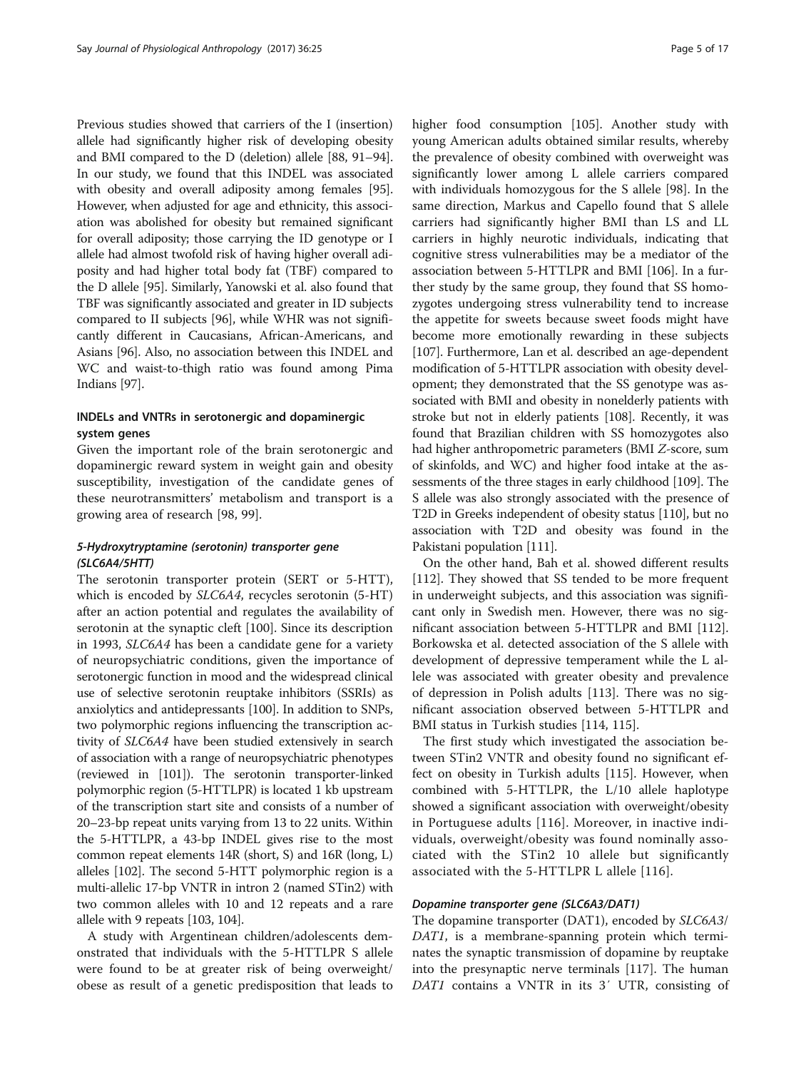Previous studies showed that carriers of the I (insertion) allele had significantly higher risk of developing obesity and BMI compared to the D (deletion) allele [88, 91–94]. In our study, we found that this INDEL was associated with obesity and overall adiposity among females [95]. However, when adjusted for age and ethnicity, this association was abolished for obesity but remained significant for overall adiposity; those carrying the ID genotype or I allele had almost twofold risk of having higher overall adiposity and had higher total body fat (TBF) compared to the D allele [95]. Similarly, Yanowski et al. also found that TBF was significantly associated and greater in ID subjects compared to II subjects [96], while WHR was not significantly different in Caucasians, African-Americans, and Asians [96]. Also, no association between this INDEL and WC and waist-to-thigh ratio was found among Pima Indians [97].

### INDELs and VNTRs in serotonergic and dopaminergic system genes

Given the important role of the brain serotonergic and dopaminergic reward system in weight gain and obesity susceptibility, investigation of the candidate genes of these neurotransmitters' metabolism and transport is a growing area of research [98, 99].

#### *5-Hydroxytryptamine (serotonin) transporter gene (SLC6A4/5HTT)*

The serotonin transporter protein (SERT or 5-HTT), which is encoded by *SLC6A4*, recycles serotonin (5-HT) after an action potential and regulates the availability of serotonin at the synaptic cleft [100]. Since its description in 1993, *SLC6A4* has been a candidate gene for a variety of neuropsychiatric conditions, given the importance of serotonergic function in mood and the widespread clinical use of selective serotonin reuptake inhibitors (SSRIs) as anxiolytics and antidepressants [100]. In addition to SNPs, two polymorphic regions influencing the transcription activity of *SLC6A4* have been studied extensively in search of association with a range of neuropsychiatric phenotypes (reviewed in [101]). The serotonin transporter-linked polymorphic region (5-HTTLPR) is located 1 kb upstream of the transcription start site and consists of a number of 20–23-bp repeat units varying from 13 to 22 units. Within the 5-HTTLPR, a 43-bp INDEL gives rise to the most common repeat elements 14R (short, S) and 16R (long, L) alleles [102]. The second 5-HTT polymorphic region is a multi-allelic 17-bp VNTR in intron 2 (named STin2) with two common alleles with 10 and 12 repeats and a rare allele with 9 repeats [103, 104].

A study with Argentinean children/adolescents demonstrated that individuals with the 5-HTTLPR S allele were found to be at greater risk of being overweight/obese as result of a genetic predisposition that leads to higher food consumption [105]. Another study with young American adults obtained similar results, whereby the prevalence of obesity combined with overweight was significantly lower among L allele carriers compared with individuals homozygous for the S allele [98]. In the same direction, Markus and Capello found that S allele carriers had significantly higher BMI than LS and LL carriers in highly neurotic individuals, indicating that cognitive stress vulnerabilities may be a mediator of the association between 5-HTTLPR and BMI [106]. In a further study by the same group, they found that SS homozygotes undergoing stress vulnerability tend to increase the appetite for sweets because sweet foods might have become more emotionally rewarding in these subjects [107]. Furthermore, Lan et al. described an age-dependent modification of 5-HTTLPR association with obesity development; they demonstrated that the SS genotype was associated with BMI and obesity in nonelderly patients with stroke but not in elderly patients [108]. Recently, it was found that Brazilian children with SS homozygotes also had higher anthropometric parameters (BMI *Z*-score, sum of skinfolds, and WC) and higher food intake at the assessments of the three stages in early childhood [109]. The S allele was also strongly associated with the presence of T2D in Greeks independent of obesity status [110], but no association with T2D and obesity was found in the Pakistani population [111].

On the other hand, Bah et al. showed different results [112]. They showed that SS tended to be more frequent in underweight subjects, and this association was significant only in Swedish men. However, there was no significant association between 5-HTTLPR and BMI [112]. Borkowska et al. detected association of the S allele with development of depressive temperament while the L allele was associated with greater obesity and prevalence of depression in Polish adults [113]. There was no significant association observed between 5-HTTLPR and BMI status in Turkish studies [114, 115].

The first study which investigated the association between STin2 VNTR and obesity found no significant effect on obesity in Turkish adults [115]. However, when combined with 5-HTTLPR, the L/10 allele haplotype showed a significant association with overweight/obesity in Portuguese adults [116]. Moreover, in inactive individuals, overweight/obesity was found nominally associated with the STin2 10 allele but significantly associated with the 5-HTTLPR L allele [116].

#### *Dopamine transporter gene (SLC6A3/DAT1)*

The dopamine transporter (DAT1), encoded by *SLC6A3/DAT1*, is a membrane-spanning protein which terminates the synaptic transmission of dopamine by reuptake into the presynaptic nerve terminals [117]. The human *DAT1* contains a VNTR in its 3′ UTR, consisting of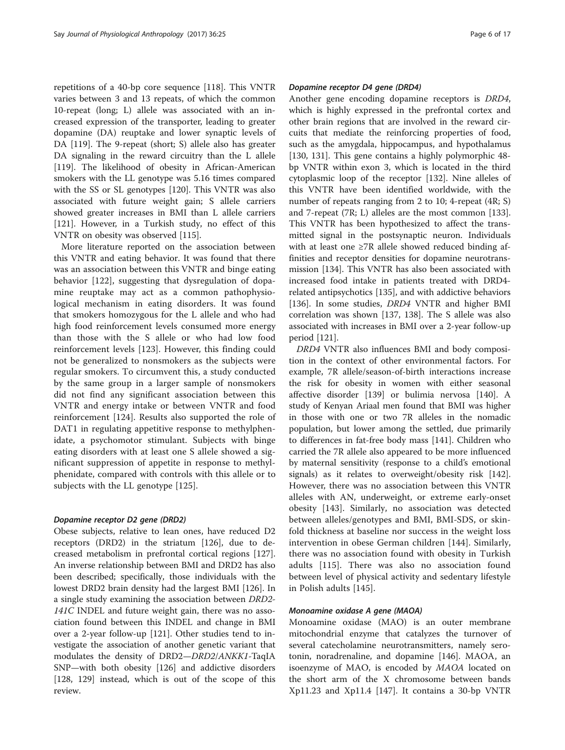repetitions of a 40-bp core sequence [118]. This VNTR varies between 3 and 13 repeats, of which the common 10-repeat (long; L) allele was associated with an increased expression of the transporter, leading to greater dopamine (DA) reuptake and lower synaptic levels of DA [119]. The 9-repeat (short; S) allele also has greater DA signaling in the reward circuitry than the L allele [119]. The likelihood of obesity in African-American smokers with the LL genotype was 5.16 times compared with the SS or SL genotypes [120]. This VNTR was also associated with future weight gain; S allele carriers showed greater increases in BMI than L allele carriers [121]. However, in a Turkish study, no effect of this VNTR on obesity was observed [115].

More literature reported on the association between this VNTR and eating behavior. It was found that there was an association between this VNTR and binge eating behavior [122], suggesting that dysregulation of dopamine reuptake may act as a common pathophysiological mechanism in eating disorders. It was found that smokers homozygous for the L allele and who had high food reinforcement levels consumed more energy than those with the S allele or who had low food reinforcement levels [123]. However, this finding could not be generalized to nonsmokers as the subjects were regular smokers. To circumvent this, a study conducted by the same group in a larger sample of nonsmokers did not find any significant association between this VNTR and energy intake or between VNTR and food reinforcement [124]. Results also supported the role of DAT1 in regulating appetitive response to methylphenidate, a psychomotor stimulant. Subjects with binge eating disorders with at least one S allele showed a significant suppression of appetite in response to methylphenidate, compared with controls with this allele or to subjects with the LL genotype [125].

#### *Dopamine receptor D2 gene (DRD2)*

Obese subjects, relative to lean ones, have reduced D2 receptors (DRD2) in the striatum [126], due to decreased metabolism in prefrontal cortical regions [127]. An inverse relationship between BMI and DRD2 has also been described; specifically, those individuals with the lowest DRD2 brain density had the largest BMI [126]. In a single study examining the association between *DRD2-141C* INDEL and future weight gain, there was no association found between this INDEL and change in BMI over a 2-year follow-up [121]. Other studies tend to investigate the association of another genetic variant that modulates the density of DRD2—*DRD2/ANKK1*-TaqIA SNP—with both obesity [126] and addictive disorders [128, 129] instead, which is out of the scope of this review.

#### *Dopamine receptor D4 gene (DRD4)*

Another gene encoding dopamine receptors is *DRD4*, which is highly expressed in the prefrontal cortex and other brain regions that are involved in the reward circuits that mediate the reinforcing properties of food, such as the amygdala, hippocampus, and hypothalamus [130, 131]. This gene contains a highly polymorphic 48-bp VNTR within exon 3, which is located in the third cytoplasmic loop of the receptor [132]. Nine alleles of this VNTR have been identified worldwide, with the number of repeats ranging from 2 to 10; 4-repeat (4R; S) and 7-repeat (7R; L) alleles are the most common [133]. This VNTR has been hypothesized to affect the transmitted signal in the postsynaptic neuron. Individuals with at least one ≥7R allele showed reduced binding affinities and receptor densities for dopamine neurotransmission [134]. This VNTR has also been associated with increased food intake in patients treated with DRD4-related antipsychotics [135], and with addictive behaviors [136]. In some studies, *DRD4* VNTR and higher BMI correlation was shown [137, 138]. The S allele was also associated with increases in BMI over a 2-year follow-up period [121].

*DRD4* VNTR also influences BMI and body composition in the context of other environmental factors. For example, 7R allele/season-of-birth interactions increase the risk for obesity in women with either seasonal affective disorder [139] or bulimia nervosa [140]. A study of Kenyan Ariaal men found that BMI was higher in those with one or two 7R alleles in the nomadic population, but lower among the settled, due primarily to differences in fat-free body mass [141]. Children who carried the 7R allele also appeared to be more influenced by maternal sensitivity (response to a child's emotional signals) as it relates to overweight/obesity risk [142]. However, there was no association between this VNTR alleles with AN, underweight, or extreme early-onset obesity [143]. Similarly, no association was detected between alleles/genotypes and BMI, BMI-SDS, or skinfold thickness at baseline nor success in the weight loss intervention in obese German children [144]. Similarly, there was no association found with obesity in Turkish adults [115]. There was also no association found between level of physical activity and sedentary lifestyle in Polish adults [145].

#### *Monoamine oxidase A gene (MAOA)*

Monoamine oxidase (MAO) is an outer membrane mitochondrial enzyme that catalyzes the turnover of several catecholamine neurotransmitters, namely serotonin, noradrenaline, and dopamine [146]. MAOA, an isoenzyme of MAO, is encoded by *MAOA* located on the short arm of the X chromosome between bands Xp11.23 and Xp11.4 [147]. It contains a 30-bp VNTR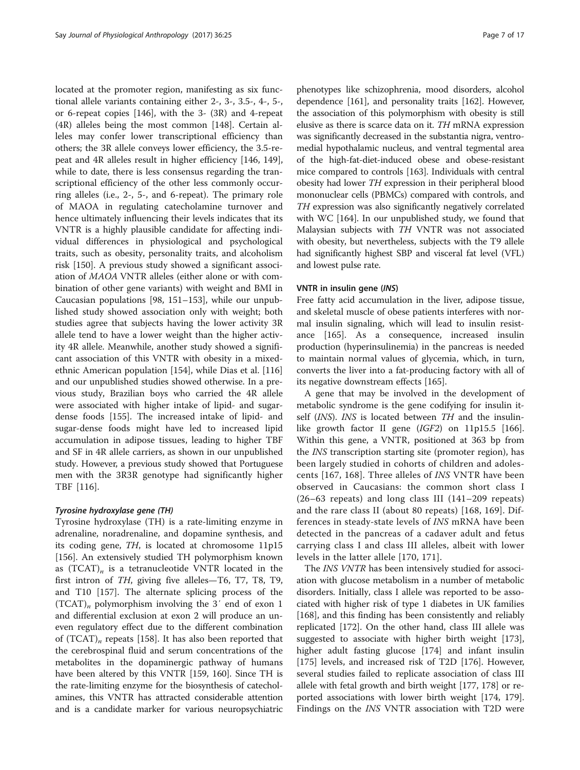located at the promoter region, manifesting as six functional allele variants containing either 2-, 3-, 3.5-, 4-, 5-, or 6-repeat copies [146], with the 3- (3R) and 4-repeat (4R) alleles being the most common [148]. Certain alleles may confer lower transcriptional efficiency than others; the 3R allele conveys lower efficiency, the 3.5-repeat and 4R alleles result in higher efficiency [146, 149], while to date, there is less consensus regarding the transcriptional efficiency of the other less commonly occurring alleles (i.e., 2-, 5-, and 6-repeat). The primary role of MAOA in regulating catecholamine turnover and hence ultimately influencing their levels indicates that its VNTR is a highly plausible candidate for affecting individual differences in physiological and psychological traits, such as obesity, personality traits, and alcoholism risk [150]. A previous study showed a significant association of *MAOA* VNTR alleles (either alone or with combination of other gene variants) with weight and BMI in Caucasian populations [98, 151–153], while our unpublished study showed association only with weight; both studies agree that subjects having the lower activity 3R allele tend to have a lower weight than the higher activity 4R allele. Meanwhile, another study showed a significant association of this VNTR with obesity in a mixed-ethnic American population [154], while Dias et al. [116] and our unpublished studies showed otherwise. In a previous study, Brazilian boys who carried the 4R allele were associated with higher intake of lipid- and sugar-dense foods [155]. The increased intake of lipid- and sugar-dense foods might have led to increased lipid accumulation in adipose tissues, leading to higher TBF and SF in 4R allele carriers, as shown in our unpublished study. However, a previous study showed that Portuguese men with the 3R3R genotype had significantly higher TBF [116].

#### *Tyrosine hydroxylase gene (TH)*

Tyrosine hydroxylase (TH) is a rate-limiting enzyme in adrenaline, noradrenaline, and dopamine synthesis, and its coding gene, *TH*, is located at chromosome 11p15 [156]. An extensively studied TH polymorphism known as $(TCAT)_n$ is a tetranucleotide VNTR located in the first intron of *TH*, giving five alleles—T6, T7, T8, T9, and T10 [157]. The alternate splicing process of the $(TCAT)_n$ polymorphism involving the 3′ end of exon 1 and differential exclusion at exon 2 will produce an uneven regulatory effect due to the different combination of $(TCAT)_n$ repeats [158]. It has also been reported that the cerebrospinal fluid and serum concentrations of the metabolites in the dopaminergic pathway of humans have been altered by this VNTR [159, 160]. Since TH is the rate-limiting enzyme for the biosynthesis of catecholamines, this VNTR has attracted considerable attention and is a candidate marker for various neuropsychiatric phenotypes like schizophrenia, mood disorders, alcohol dependence [161], and personality traits [162]. However, the association of this polymorphism with obesity is still elusive as there is scarce data on it. *TH* mRNA expression was significantly decreased in the substantia nigra, ventromedial hypothalamic nucleus, and ventral tegmental area of the high-fat-diet-induced obese and obese-resistant mice compared to controls [163]. Individuals with central obesity had lower *TH* expression in their peripheral blood mononuclear cells (PBMCs) compared with controls, and *TH* expression was also significantly negatively correlated with WC [164]. In our unpublished study, we found that Malaysian subjects with *TH* VNTR was not associated with obesity, but nevertheless, subjects with the T9 allele had significantly highest SBP and visceral fat level (VFL) and lowest pulse rate.

### VNTR in insulin gene (*INS*)

Free fatty acid accumulation in the liver, adipose tissue, and skeletal muscle of obese patients interferes with normal insulin signaling, which will lead to insulin resistance [165]. As a consequence, increased insulin production (hyperinsulinemia) in the pancreas is needed to maintain normal values of glycemia, which, in turn, converts the liver into a fat-producing factory with all of its negative downstream effects [165].

A gene that may be involved in the development of metabolic syndrome is the gene codifying for insulin itself (*INS*). *INS* is located between *TH* and the insulin-like growth factor II gene (*IGF2*) on 11p15.5 [166]. Within this gene, a VNTR, positioned at 363 bp from the *INS* transcription starting site (promoter region), has been largely studied in cohorts of children and adolescents [167, 168]. Three alleles of *INS* VNTR have been observed in Caucasians: the common short class I (26–63 repeats) and long class III (141–209 repeats) and the rare class II (about 80 repeats) [168, 169]. Differences in steady-state levels of *INS* mRNA have been detected in the pancreas of a cadaver adult and fetus carrying class I and class III alleles, albeit with lower levels in the latter allele [170, 171].

The *INS VNTR* has been intensively studied for association with glucose metabolism in a number of metabolic disorders. Initially, class I allele was reported to be associated with higher risk of type 1 diabetes in UK families [168], and this finding has been consistently and reliably replicated [172]. On the other hand, class III allele was suggested to associate with higher birth weight [173], higher adult fasting glucose [174] and infant insulin [175] levels, and increased risk of T2D [176]. However, several studies failed to replicate association of class III allele with fetal growth and birth weight [177, 178] or reported associations with lower birth weight [174, 179]. Findings on the *INS* VNTR association with T2D were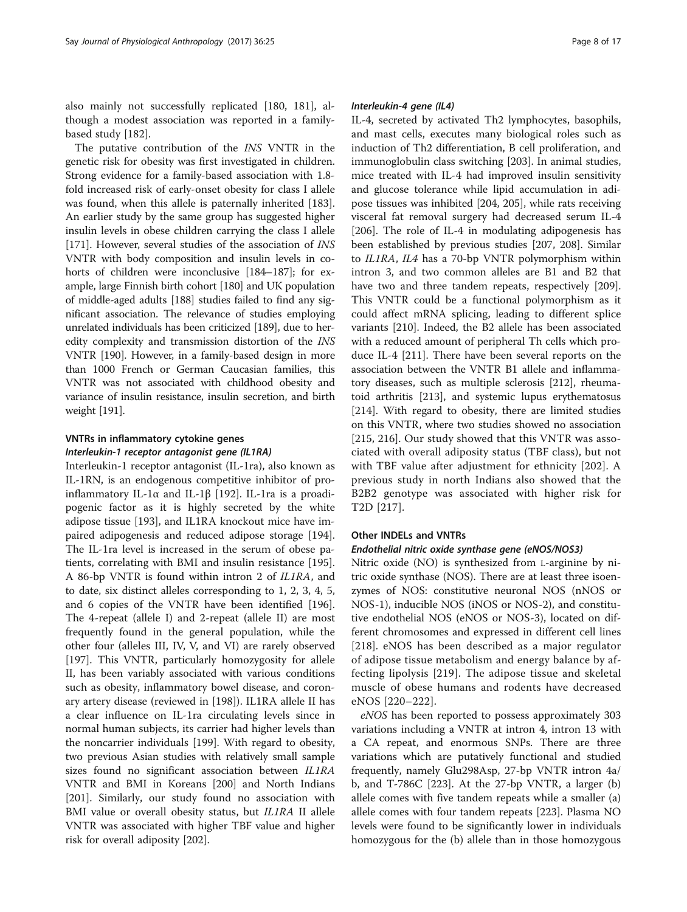also mainly not successfully replicated [180, 181], although a modest association was reported in a family-based study [182].

The putative contribution of the *INS* VNTR in the genetic risk for obesity was first investigated in children. Strong evidence for a family-based association with 1.8-fold increased risk of early-onset obesity for class I allele was found, when this allele is paternally inherited [183]. An earlier study by the same group has suggested higher insulin levels in obese children carrying the class I allele [171]. However, several studies of the association of *INS* VNTR with body composition and insulin levels in cohorts of children were inconclusive [184–187]; for example, large Finnish birth cohort [180] and UK population of middle-aged adults [188] studies failed to find any significant association. The relevance of studies employing unrelated individuals has been criticized [189], due to heredity complexity and transmission distortion of the *INS* VNTR [190]. However, in a family-based design in more than 1000 French or German Caucasian families, this VNTR was not associated with childhood obesity and variance of insulin resistance, insulin secretion, and birth weight [191].

## VNTRs in inflammatory cytokine genes

### Interleukin-1 receptor antagonist gene (IL1RA)

Interleukin-1 receptor antagonist (IL-1ra), also known as IL-1RN, is an endogenous competitive inhibitor of pro-inflammatory IL-1α and IL-1β [192]. IL-1ra is a proadipogenic factor as it is highly secreted by the white adipose tissue [193], and IL1RA knockout mice have impaired adipogenesis and reduced adipose storage [194]. The IL-1ra level is increased in the serum of obese patients, correlating with BMI and insulin resistance [195]. A 86-bp VNTR is found within intron 2 of *IL1RA*, and to date, six distinct alleles corresponding to 1, 2, 3, 4, 5, and 6 copies of the VNTR have been identified [196]. The 4-repeat (allele I) and 2-repeat (allele II) are most frequently found in the general population, while the other four (alleles III, IV, V, and VI) are rarely observed [197]. This VNTR, particularly homozygosity for allele II, has been variably associated with various conditions such as obesity, inflammatory bowel disease, and coronary artery disease (reviewed in [198]). IL1RA allele II has a clear influence on IL-1ra circulating levels since in normal human subjects, its carrier had higher levels than the noncarrier individuals [199]. With regard to obesity, two previous Asian studies with relatively small sample sizes found no significant association between *IL1RA* VNTR and BMI in Koreans [200] and North Indians [201]. Similarly, our study found no association with BMI value or overall obesity status, but *IL1RA* II allele VNTR was associated with higher TBF value and higher risk for overall adiposity [202].

### Interleukin-4 gene (IL4)

IL-4, secreted by activated Th2 lymphocytes, basophils, and mast cells, executes many biological roles such as induction of Th2 differentiation, B cell proliferation, and immunoglobulin class switching [203]. In animal studies, mice treated with IL-4 had improved insulin sensitivity and glucose tolerance while lipid accumulation in adipose tissues was inhibited [204, 205], while rats receiving visceral fat removal surgery had decreased serum IL-4 [206]. The role of IL-4 in modulating adipogenesis has been established by previous studies [207, 208]. Similar to *IL1RA*, *IL4* has a 70-bp VNTR polymorphism within intron 3, and two common alleles are B1 and B2 that have two and three tandem repeats, respectively [209]. This VNTR could be a functional polymorphism as it could affect mRNA splicing, leading to different splice variants [210]. Indeed, the B2 allele has been associated with a reduced amount of peripheral Th cells which produce IL-4 [211]. There have been several reports on the association between the VNTR B1 allele and inflammatory diseases, such as multiple sclerosis [212], rheumatoid arthritis [213], and systemic lupus erythematosus [214]. With regard to obesity, there are limited studies on this VNTR, where two studies showed no association [215, 216]. Our study showed that this VNTR was associated with overall adiposity status (TBF class), but not with TBF value after adjustment for ethnicity [202]. A previous study in north Indians also showed that the B2B2 genotype was associated with higher risk for T2D [217].

## Other INDELs and VNTRs

### Endothelial nitric oxide synthase gene (eNOS/NOS3)

Nitric oxide (NO) is synthesized from L-arginine by nitric oxide synthase (NOS). There are at least three isoenzymes of NOS: constitutive neuronal NOS (nNOS or NOS-1), inducible NOS (iNOS or NOS-2), and constitutive endothelial NOS (eNOS or NOS-3), located on different chromosomes and expressed in different cell lines [218]. eNOS has been described as a major regulator of adipose tissue metabolism and energy balance by affecting lipolysis [219]. The adipose tissue and skeletal muscle of obese humans and rodents have decreased eNOS [220–222].

*eNOS* has been reported to possess approximately 303 variations including a VNTR at intron 4, intron 13 with a CA repeat, and enormous SNPs. There are three variations which are putatively functional and studied frequently, namely Glu298Asp, 27-bp VNTR intron 4a/b, and T-786C [223]. At the 27-bp VNTR, a larger (b) allele comes with five tandem repeats while a smaller (a) allele comes with four tandem repeats [223]. Plasma NO levels were found to be significantly lower in individuals homozygous for the (b) allele than in those homozygous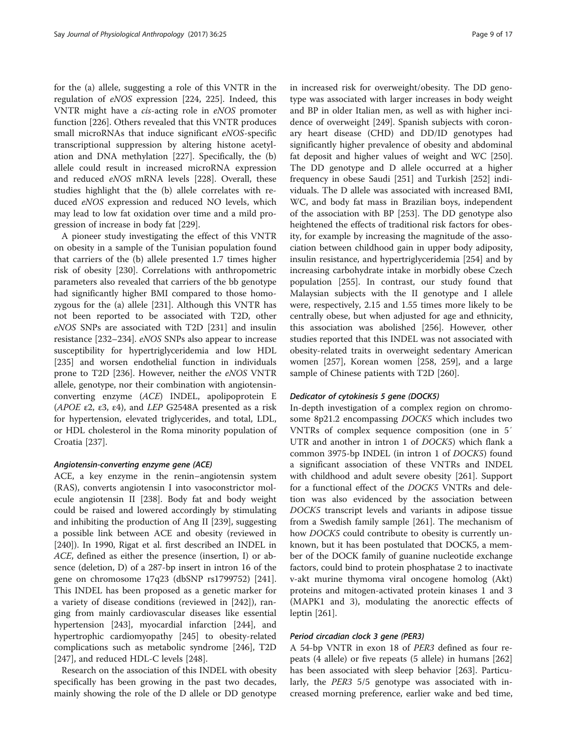for the (a) allele, suggesting a role of this VNTR in the regulation of *eNOS* expression [224, 225]. Indeed, this VNTR might have a *cis*-acting role in *eNOS* promoter function [226]. Others revealed that this VNTR produces small microRNAs that induce significant *eNOS*-specific transcriptional suppression by altering histone acetylation and DNA methylation [227]. Specifically, the (b) allele could result in increased microRNA expression and reduced *eNOS* mRNA levels [228]. Overall, these studies highlight that the (b) allele correlates with reduced *eNOS* expression and reduced NO levels, which may lead to low fat oxidation over time and a mild progression of increase in body fat [229].

A pioneer study investigating the effect of this VNTR on obesity in a sample of the Tunisian population found that carriers of the (b) allele presented 1.7 times higher risk of obesity [230]. Correlations with anthropometric parameters also revealed that carriers of the bb genotype had significantly higher BMI compared to those homozygous for the (a) allele [231]. Although this VNTR has not been reported to be associated with T2D, other *eNOS* SNPs are associated with T2D [231] and insulin resistance [232–234]. *eNOS* SNPs also appear to increase susceptibility for hypertriglyceridemia and low HDL [235] and worsen endothelial function in individuals prone to T2D [236]. However, neither the *eNOS* VNTR allele, genotype, nor their combination with angiotensin-converting enzyme (*ACE*) INDEL, apolipoprotein E (*APOE* ε2, ε3, ε4), and *LEP* G2548A presented as a risk for hypertension, elevated triglycerides, and total, LDL, or HDL cholesterol in the Roma minority population of Croatia [237].

#### *Angiotensin-converting enzyme gene (ACE)*

ACE, a key enzyme in the renin–angiotensin system (RAS), converts angiotensin I into vasoconstrictor molecule angiotensin II [238]. Body fat and body weight could be raised and lowered accordingly by stimulating and inhibiting the production of Ang II [239], suggesting a possible link between ACE and obesity (reviewed in [240]). In 1990, Rigat et al. first described an INDEL in *ACE*, defined as either the presence (insertion, I) or absence (deletion, D) of a 287-bp insert in intron 16 of the gene on chromosome 17q23 (dbSNP rs1799752) [241]. This INDEL has been proposed as a genetic marker for a variety of disease conditions (reviewed in [242]), ranging from mainly cardiovascular diseases like essential hypertension [243], myocardial infarction [244], and hypertrophic cardiomyopathy [245] to obesity-related complications such as metabolic syndrome [246], T2D [247], and reduced HDL-C levels [248].

Research on the association of this INDEL with obesity specifically has been growing in the past two decades, mainly showing the role of the D allele or DD genotype in increased risk for overweight/obesity. The DD genotype was associated with larger increases in body weight and BP in older Italian men, as well as with higher incidence of overweight [249]. Spanish subjects with coronary heart disease (CHD) and DD/ID genotypes had significantly higher prevalence of obesity and abdominal fat deposit and higher values of weight and WC [250]. The DD genotype and D allele occurred at a higher frequency in obese Saudi [251] and Turkish [252] individuals. The D allele was associated with increased BMI, WC, and body fat mass in Brazilian boys, independent of the association with BP [253]. The DD genotype also heightened the effects of traditional risk factors for obesity, for example by increasing the magnitude of the association between childhood gain in upper body adiposity, insulin resistance, and hypertriglyceridemia [254] and by increasing carbohydrate intake in morbidly obese Czech population [255]. In contrast, our study found that Malaysian subjects with the II genotype and I allele were, respectively, 2.15 and 1.55 times more likely to be centrally obese, but when adjusted for age and ethnicity, this association was abolished [256]. However, other studies reported that this INDEL was not associated with obesity-related traits in overweight sedentary American women [257], Korean women [258, 259], and a large sample of Chinese patients with T2D [260].

#### *Dedicator of cytokinesis 5 gene (DOCK5)*

In-depth investigation of a complex region on chromosome 8p21.2 encompassing *DOCK5* which includes two VNTRs of complex sequence composition (one in 5′ UTR and another in intron 1 of *DOCK5*) which flank a common 3975-bp INDEL (in intron 1 of *DOCK5*) found a significant association of these VNTRs and INDEL with childhood and adult severe obesity [261]. Support for a functional effect of the *DOCK5* VNTRs and deletion was also evidenced by the association between *DOCK5* transcript levels and variants in adipose tissue from a Swedish family sample [261]. The mechanism of how *DOCK5* could contribute to obesity is currently unknown, but it has been postulated that DOCK5, a member of the DOCK family of guanine nucleotide exchange factors, could bind to protein phosphatase 2 to inactivate v-akt murine thymoma viral oncogene homolog (Akt) proteins and mitogen-activated protein kinases 1 and 3 (MAPK1 and 3), modulating the anorectic effects of leptin [261].

#### *Period circadian clock 3 gene (PER3)*

A 54-bp VNTR in exon 18 of *PER3* defined as four repeats (4 allele) or five repeats (5 allele) in humans [262] has been associated with sleep behavior [263]. Particularly, the *PER3* 5/5 genotype was associated with increased morning preference, earlier wake and bed time,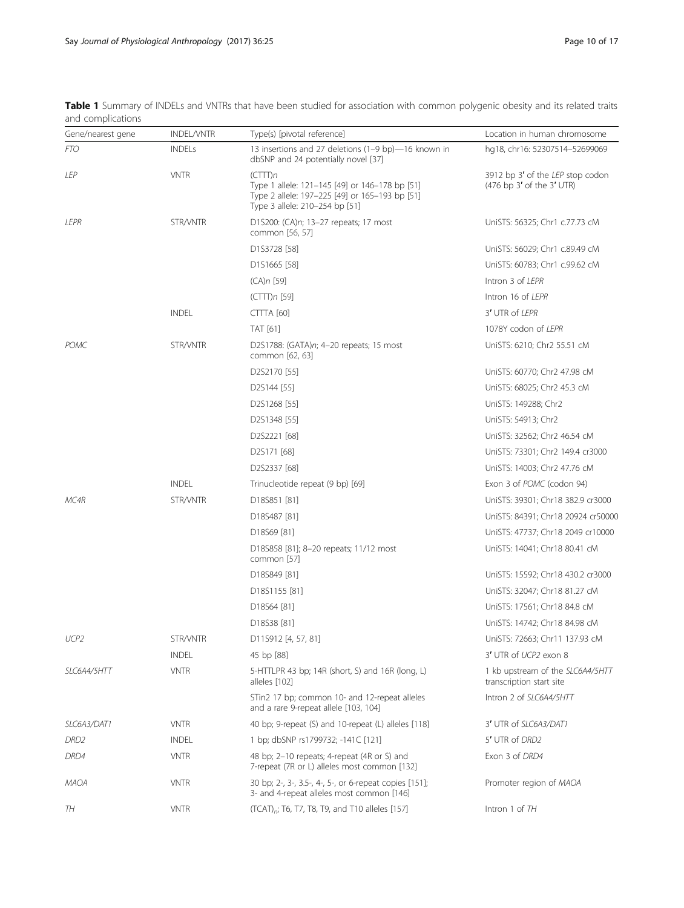**Table 1** Summary of INDELs and VNTRs that have been studied for association with common polygenic obesity and its related traits and complications

| Gene/nearest gene | INDEL/VNTR | Type(s) [pivotal reference] | Location in human chromosome |
|---|---|---|---|
| *FTO* | INDELs | 13 insertions and 27 deletions (1–9 bp)—16 known in dbSNP and 24 potentially novel [37] | hg18, chr16: 52307514–52699069 |
| *LEP* | VNTR | (CTTT)*n*<br>Type 1 allele: 121–145 [49] or 146–178 bp [51]<br>Type 2 allele: 197–225 [49] or 165–193 bp [51]<br>Type 3 allele: 210–254 bp [51] | 3912 bp 3′ of the *LEP* stop codon (476 bp 3′ of the 3′ UTR) |
| *LEPR* | STR/VNTR | D1S200: (CA)*n*; 13–27 repeats; 17 most common [56, 57] | UniSTS: 56325; Chr1 c.77.73 cM |
| | | D1S3728 [58] | UniSTS: 56029; Chr1 c.89.49 cM |
| | | D1S1665 [58] | UniSTS: 60783; Chr1 c.99.62 cM |
| | | (CA)*n* [59] | Intron 3 of *LEPR* |
| | | (CTTT)*n* [59] | Intron 16 of *LEPR* |
| | INDEL | CTTTA [60] | 3′ UTR of *LEPR* |
| | | TAT [61] | 1078Y codon of *LEPR* |
| *POMC* | STR/VNTR | D2S1788: (GATA)*n*; 4–20 repeats; 15 most common [62, 63] | UniSTS: 6210; Chr2 55.51 cM |
| | | D2S2170 [55] | UniSTS: 60770; Chr2 47.98 cM |
| | | D2S144 [55] | UniSTS: 68025; Chr2 45.3 cM |
| | | D2S1268 [55] | UniSTS: 149288; Chr2 |
| | | D2S1348 [55] | UniSTS: 54913; Chr2 |
| | | D2S2221 [68] | UniSTS: 32562; Chr2 46.54 cM |
| | | D2S171 [68] | UniSTS: 73301; Chr2 149.4 cr3000 |
| | | D2S2337 [68] | UniSTS: 14003; Chr2 47.76 cM |
| | INDEL | Trinucleotide repeat (9 bp) [69] | Exon 3 of *POMC* (codon 94) |
| *MC4R* | STR/VNTR | D18S851 [81] | UniSTS: 39301; Chr18 382.9 cr3000 |
| | | D18S487 [81] | UniSTS: 84391; Chr18 20924 cr50000 |
| | | D18S69 [81] | UniSTS: 47737; Chr18 2049 cr10000 |
| | | D18S858 [81]; 8–20 repeats; 11/12 most common [57] | UniSTS: 14041; Chr18 80.41 cM |
| | | D18S849 [81] | UniSTS: 15592; Chr18 430.2 cr3000 |
| | | D18S1155 [81] | UniSTS: 32047; Chr18 81.27 cM |
| | | D18S64 [81] | UniSTS: 17561; Chr18 84.8 cM |
| | | D18S38 [81] | UniSTS: 14742; Chr18 84.98 cM |
| *UCP2* | STR/VNTR | D11S912 [4, 57, 81] | UniSTS: 72663; Chr11 137.93 cM |
| | INDEL | 45 bp [88] | 3′ UTR of *UCP2* exon 8 |
| *SLC6A4/5HTT* | VNTR | 5-HTTLPR 43 bp; 14R (short, S) and 16R (long, L) alleles [102] | 1 kb upstream of the *SLC6A4/5HTT* transcription start site |
| | | STin2 17 bp; common 10- and 12-repeat alleles and a rare 9-repeat allele [103, 104] | Intron 2 of *SLC6A4/5HTT* |
| *SLC6A3/DAT1* | VNTR | 40 bp; 9-repeat (S) and 10-repeat (L) alleles [118] | 3′ UTR of *SLC6A3/DAT1* |
| *DRD2* | INDEL | 1 bp; dbSNP rs1799732; -141C [121] | 5′ UTR of *DRD2* |
| *DRD4* | VNTR | 48 bp; 2–10 repeats; 4-repeat (4R or S) and 7-repeat (7R or L) alleles most common [132] | Exon 3 of *DRD4* |
| *MAOA* | VNTR | 30 bp; 2-, 3-, 3.5-, 4-, 5-, or 6-repeat copies [151]; 3- and 4-repeat alleles most common [146] | Promoter region of *MAOA* |
| *TH* | VNTR | $(TCAT)_n$; T6, T7, T8, T9, and T10 alleles [157] | Intron 1 of *TH* |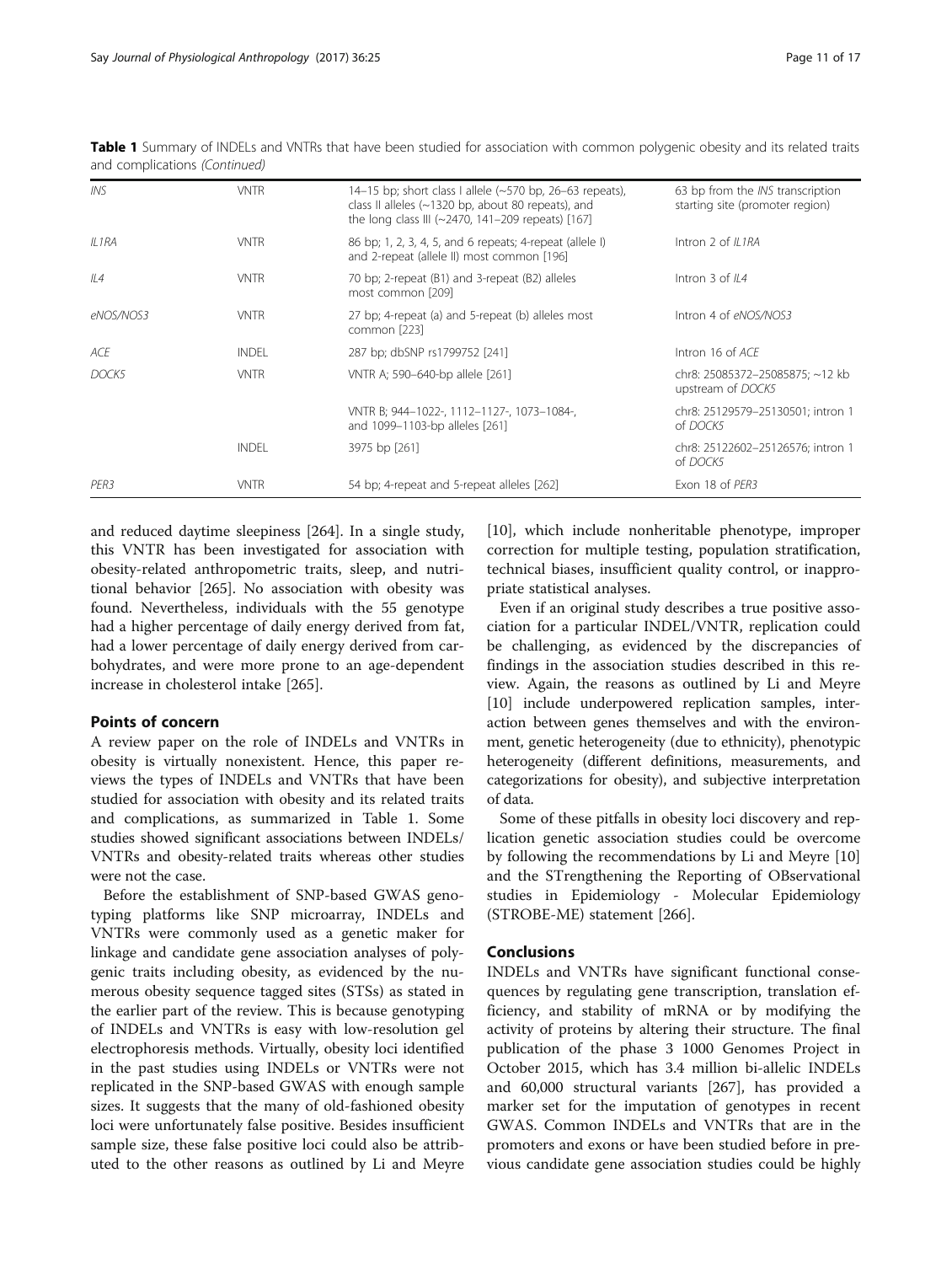**Table 1** Summary of INDELs and VNTRs that have been studied for association with common polygenic obesity and its related traits and complications *(Continued)*

| | | | |
|---|---|---|---|
| *INS* | VNTR | 14–15 bp; short class I allele (~570 bp, 26–63 repeats), class II alleles (~1320 bp, about 80 repeats), and the long class III (~2470, 141–209 repeats) [167] | 63 bp from the *INS* transcription starting site (promoter region) |
| *IL1RA* | VNTR | 86 bp; 1, 2, 3, 4, 5, and 6 repeats; 4-repeat (allele I) and 2-repeat (allele II) most common [196] | Intron 2 of *IL1RA* |
| *IL4* | VNTR | 70 bp; 2-repeat (B1) and 3-repeat (B2) alleles most common [209] | Intron 3 of *IL4* |
| *eNOS/NOS3* | VNTR | 27 bp; 4-repeat (a) and 5-repeat (b) alleles most common [223] | Intron 4 of *eNOS/NOS3* |
| *ACE* | INDEL | 287 bp; dbSNP rs1799752 [241] | Intron 16 of *ACE* |
| *DOCK5* | VNTR | VNTR A; 590–640-bp allele [261] | chr8: 25085372–25085875; ~12 kb upstream of *DOCK5* |
| | | VNTR B; 944–1022-, 1112–1127-, 1073–1084-, and 1099–1103-bp alleles [261] | chr8: 25129579–25130501; intron 1 of *DOCK5* |
| | INDEL | 3975 bp [261] | chr8: 25122602–25126576; intron 1 of *DOCK5* |
| *PER3* | VNTR | 54 bp; 4-repeat and 5-repeat alleles [262] | Exon 18 of *PER3* |

and reduced daytime sleepiness [264]. In a single study, this VNTR has been investigated for association with obesity-related anthropometric traits, sleep, and nutritional behavior [265]. No association with obesity was found. Nevertheless, individuals with the 55 genotype had a higher percentage of daily energy derived from fat, had a lower percentage of daily energy derived from carbohydrates, and were more prone to an age-dependent increase in cholesterol intake [265].

## Points of concern

A review paper on the role of INDELs and VNTRs in obesity is virtually nonexistent. Hence, this paper reviews the types of INDELs and VNTRs that have been studied for association with obesity and its related traits and complications, as summarized in Table 1. Some studies showed significant associations between INDELs/VNTRs and obesity-related traits whereas other studies were not the case.

Before the establishment of SNP-based GWAS genotyping platforms like SNP microarray, INDELs and VNTRs were commonly used as a genetic maker for linkage and candidate gene association analyses of polygenic traits including obesity, as evidenced by the numerous obesity sequence tagged sites (STSs) as stated in the earlier part of the review. This is because genotyping of INDELs and VNTRs is easy with low-resolution gel electrophoresis methods. Virtually, obesity loci identified in the past studies using INDELs or VNTRs were not replicated in the SNP-based GWAS with enough sample sizes. It suggests that the many of old-fashioned obesity loci were unfortunately false positive. Besides insufficient sample size, these false positive loci could also be attributed to the other reasons as outlined by Li and Meyre [10], which include nonheritable phenotype, improper correction for multiple testing, population stratification, technical biases, insufficient quality control, or inappropriate statistical analyses.

Even if an original study describes a true positive association for a particular INDEL/VNTR, replication could be challenging, as evidenced by the discrepancies of findings in the association studies described in this review. Again, the reasons as outlined by Li and Meyre [10] include underpowered replication samples, interaction between genes themselves and with the environment, genetic heterogeneity (due to ethnicity), phenotypic heterogeneity (different definitions, measurements, and categorizations for obesity), and subjective interpretation of data.

Some of these pitfalls in obesity loci discovery and replication genetic association studies could be overcome by following the recommendations by Li and Meyre [10] and the STrengthening the Reporting of OBservational studies in Epidemiology - Molecular Epidemiology (STROBE-ME) statement [266].

## Conclusions

INDELs and VNTRs have significant functional consequences by regulating gene transcription, translation efficiency, and stability of mRNA or by modifying the activity of proteins by altering their structure. The final publication of the phase 3 1000 Genomes Project in October 2015, which has 3.4 million bi-allelic INDELs and 60,000 structural variants [267], has provided a marker set for the imputation of genotypes in recent GWAS. Common INDELs and VNTRs that are in the promoters and exons or have been studied before in previous candidate gene association studies could be highly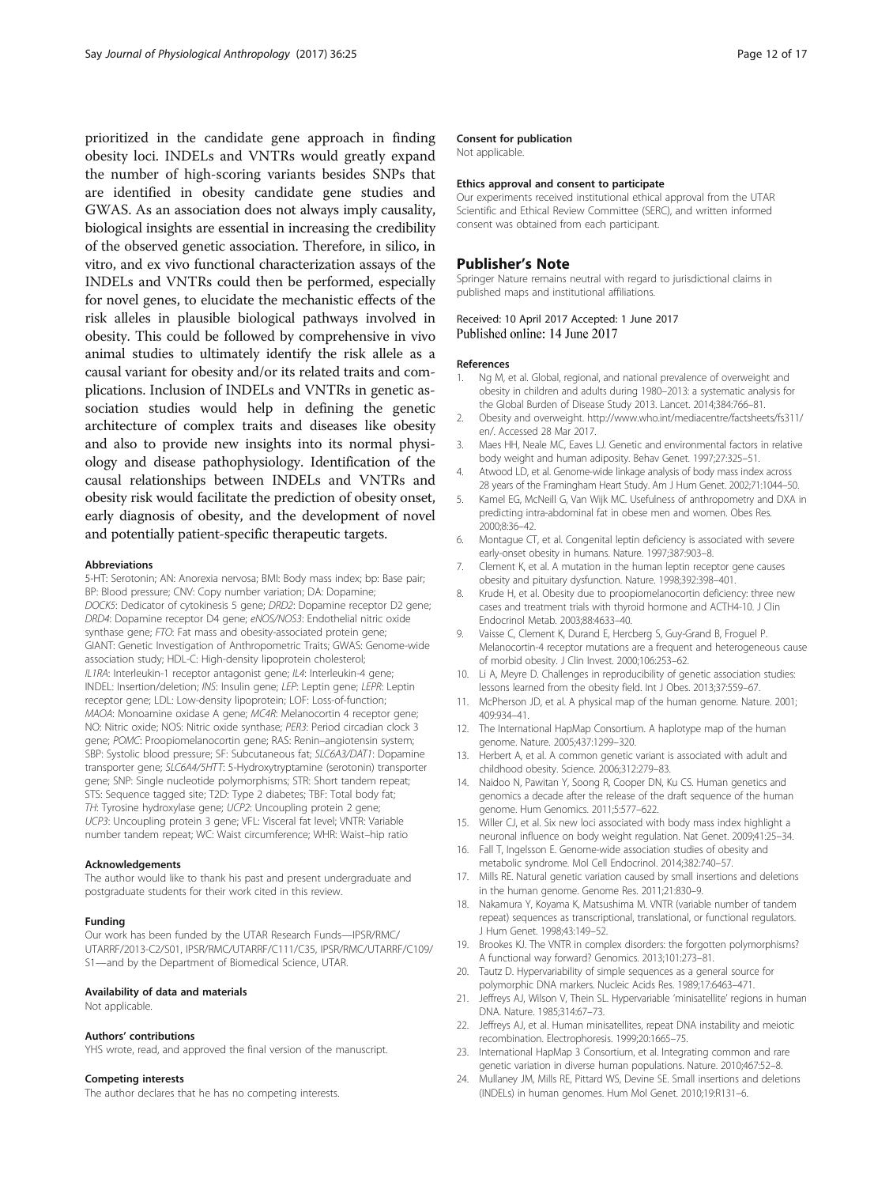prioritized in the candidate gene approach in finding obesity loci. INDELs and VNTRs would greatly expand the number of high-scoring variants besides SNPs that are identified in obesity candidate gene studies and GWAS. As an association does not always imply causality, biological insights are essential in increasing the credibility of the observed genetic association. Therefore, in silico, in vitro, and ex vivo functional characterization assays of the INDELs and VNTRs could then be performed, especially for novel genes, to elucidate the mechanistic effects of the risk alleles in plausible biological pathways involved in obesity. This could be followed by comprehensive in vivo animal studies to ultimately identify the risk allele as a causal variant for obesity and/or its related traits and complications. Inclusion of INDELs and VNTRs in genetic association studies would help in defining the genetic architecture of complex traits and diseases like obesity and also to provide new insights into its normal physiology and disease pathophysiology. Identification of the causal relationships between INDELs and VNTRs and obesity risk would facilitate the prediction of obesity onset, early diagnosis of obesity, and the development of novel and potentially patient-specific therapeutic targets.

#### Abbreviations

5-HT: Serotonin; AN: Anorexia nervosa; BMI: Body mass index; bp: Base pair; BP: Blood pressure; CNV: Copy number variation; DA: Dopamine; *DOCK5*: Dedicator of cytokinesis 5 gene; *DRD2*: Dopamine receptor D2 gene; *DRD4*: Dopamine receptor D4 gene; *eNOS/NOS3*: Endothelial nitric oxide synthase gene; *FTO*: Fat mass and obesity-associated protein gene; GIANT: Genetic Investigation of Anthropometric Traits; GWAS: Genome-wide association study; HDL-C: High-density lipoprotein cholesterol; *IL1RA*: Interleukin-1 receptor antagonist gene; *IL4*: Interleukin-4 gene; INDEL: Insertion/deletion; *INS*: Insulin gene; *LEP*: Leptin gene; *LEPR*: Leptin receptor gene; LDL: Low-density lipoprotein; LOF: Loss-of-function; *MAOA*: Monoamine oxidase A gene; *MC4R*: Melanocortin 4 receptor gene; NO: Nitric oxide; NOS: Nitric oxide synthase; *PER3*: Period circadian clock 3 gene; *POMC*: Proopiomelanocortin gene; RAS: Renin–angiotensin system; SBP: Systolic blood pressure; SF: Subcutaneous fat; *SLC6A3/DAT1*: Dopamine transporter gene; *SLC6A4/5HTT*: 5-Hydroxytryptamine (serotonin) transporter gene; SNP: Single nucleotide polymorphisms; STR: Short tandem repeat; STS: Sequence tagged site; T2D: Type 2 diabetes; TBF: Total body fat; *TH*: Tyrosine hydroxylase gene; *UCP2*: Uncoupling protein 2 gene; *UCP3*: Uncoupling protein 3 gene; VFL: Visceral fat level; VNTR: Variable number tandem repeat; WC: Waist circumference; WHR: Waist–hip ratio

#### Acknowledgements

The author would like to thank his past and present undergraduate and postgraduate students for their work cited in this review.

#### Funding

Our work has been funded by the UTAR Research Funds—IPSR/RMC/UTARRF/2013-C2/S01, IPSR/RMC/UTARRF/C111/C35, IPSR/RMC/UTARRF/C109/S1—and by the Department of Biomedical Science, UTAR.

#### Availability of data and materials

Not applicable.

#### Authors' contributions

YHS wrote, read, and approved the final version of the manuscript.

#### Competing interests

The author declares that he has no competing interests.

#### Consent for publication

Not applicable.

#### Ethics approval and consent to participate

Our experiments received institutional ethical approval from the UTAR Scientific and Ethical Review Committee (SERC), and written informed consent was obtained from each participant.

## Publisher's Note

Springer Nature remains neutral with regard to jurisdictional claims in published maps and institutional affiliations.

Received: 10 April 2017 Accepted: 1 June 2017
Published online: 14 June 2017

#### References

1. Ng M, et al. Global, regional, and national prevalence of overweight and obesity in children and adults during 1980–2013: a systematic analysis for the Global Burden of Disease Study 2013. Lancet. 2014;384:766–81.
2. Obesity and overweight. http://www.who.int/mediacentre/factsheets/fs311/en/. Accessed 28 Mar 2017.
3. Maes HH, Neale MC, Eaves LJ. Genetic and environmental factors in relative body weight and human adiposity. Behav Genet. 1997;27:325–51.
4. Atwood LD, et al. Genome-wide linkage analysis of body mass index across 28 years of the Framingham Heart Study. Am J Hum Genet. 2002;71:1044–50.
5. Kamel EG, McNeill G, Van Wijk MC. Usefulness of anthropometry and DXA in predicting intra-abdominal fat in obese men and women. Obes Res. 2000;8:36–42.
6. Montague CT, et al. Congenital leptin deficiency is associated with severe early-onset obesity in humans. Nature. 1997;387:903–8.
7. Clement K, et al. A mutation in the human leptin receptor gene causes obesity and pituitary dysfunction. Nature. 1998;392:398–401.
8. Krude H, et al. Obesity due to proopiomelanocortin deficiency: three new cases and treatment trials with thyroid hormone and ACTH4-10. J Clin Endocrinol Metab. 2003;88:4633–40.
9. Vaisse C, Clement K, Durand E, Hercberg S, Guy-Grand B, Froguel P. Melanocortin-4 receptor mutations are a frequent and heterogeneous cause of morbid obesity. J Clin Invest. 2000;106:253–62.
10. Li A, Meyre D. Challenges in reproducibility of genetic association studies: lessons learned from the obesity field. Int J Obes. 2013;37:559–67.
11. McPherson JD, et al. A physical map of the human genome. Nature. 2001; 409:934–41.
12. The International HapMap Consortium. A haplotype map of the human genome. Nature. 2005;437:1299–320.
13. Herbert A, et al. A common genetic variant is associated with adult and childhood obesity. Science. 2006;312:279–83.
14. Naidoo N, Pawitan Y, Soong R, Cooper DN, Ku CS. Human genetics and genomics a decade after the release of the draft sequence of the human genome. Hum Genomics. 2011;5:577–622.
15. Willer CJ, et al. Six new loci associated with body mass index highlight a neuronal influence on body weight regulation. Nat Genet. 2009;41:25–34.
16. Fall T, Ingelsson E. Genome-wide association studies of obesity and metabolic syndrome. Mol Cell Endocrinol. 2014;382:740–57.
17. Mills RE. Natural genetic variation caused by small insertions and deletions in the human genome. Genome Res. 2011;21:830–9.
18. Nakamura Y, Koyama K, Matsushima M. VNTR (variable number of tandem repeat) sequences as transcriptional, translational, or functional regulators. J Hum Genet. 1998;43:149–52.
19. Brookes KJ. The VNTR in complex disorders: the forgotten polymorphisms? A functional way forward? Genomics. 2013;101:273–81.
20. Tautz D. Hypervariability of simple sequences as a general source for polymorphic DNA markers. Nucleic Acids Res. 1989;17:6463–471.
21. Jeffreys AJ, Wilson V, Thein SL. Hypervariable 'minisatellite' regions in human DNA. Nature. 1985;314:67–73.
22. Jeffreys AJ, et al. Human minisatellites, repeat DNA instability and meiotic recombination. Electrophoresis. 1999;20:1665–75.
23. International HapMap 3 Consortium, et al. Integrating common and rare genetic variation in diverse human populations. Nature. 2010;467:52–8.
24. Mullaney JM, Mills RE, Pittard WS, Devine SE. Small insertions and deletions (INDELs) in human genomes. Hum Mol Genet. 2010;19:R131–6.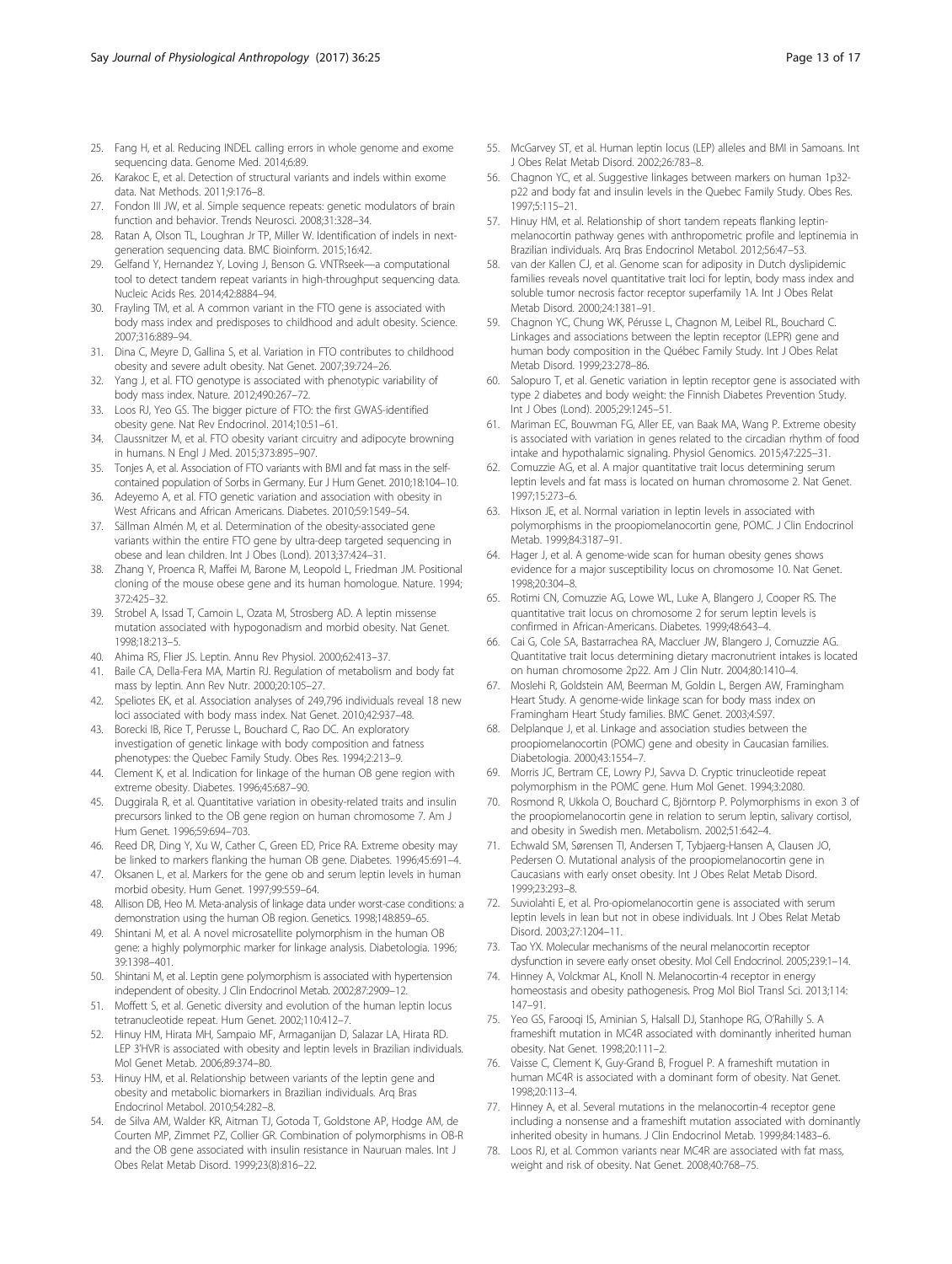25. Fang H, et al. Reducing INDEL calling errors in whole genome and exome sequencing data. Genome Med. 2014;6:89.
26. Karakoc E, et al. Detection of structural variants and indels within exome data. Nat Methods. 2011;9:176–8.
27. Fondon III JW, et al. Simple sequence repeats: genetic modulators of brain function and behavior. Trends Neurosci. 2008;31:328–34.
28. Ratan A, Olson TL, Loughran Jr TP, Miller W. Identification of indels in next-generation sequencing data. BMC Bioinform. 2015;16:42.
29. Gelfand Y, Hernandez Y, Loving J, Benson G. VNTRseek—a computational tool to detect tandem repeat variants in high-throughput sequencing data. Nucleic Acids Res. 2014;42:8884–94.
30. Frayling TM, et al. A common variant in the FTO gene is associated with body mass index and predisposes to childhood and adult obesity. Science. 2007;316:889–94.
31. Dina C, Meyre D, Gallina S, et al. Variation in FTO contributes to childhood obesity and severe adult obesity. Nat Genet. 2007;39:724–26.
32. Yang J, et al. FTO genotype is associated with phenotypic variability of body mass index. Nature. 2012;490:267–72.
33. Loos RJ, Yeo GS. The bigger picture of FTO: the first GWAS-identified obesity gene. Nat Rev Endocrinol. 2014;10:51–61.
34. Claussnitzer M, et al. FTO obesity variant circuitry and adipocyte browning in humans. N Engl J Med. 2015;373:895–907.
35. Tonjes A, et al. Association of FTO variants with BMI and fat mass in the self-contained population of Sorbs in Germany. Eur J Hum Genet. 2010;18:104–10.
36. Adeyemo A, et al. FTO genetic variation and association with obesity in West Africans and African Americans. Diabetes. 2010;59:1549–54.
37. Sällman Almén M, et al. Determination of the obesity-associated gene variants within the entire FTO gene by ultra-deep targeted sequencing in obese and lean children. Int J Obes (Lond). 2013;37:424–31.
38. Zhang Y, Proenca R, Maffei M, Barone M, Leopold L, Friedman JM. Positional cloning of the mouse obese gene and its human homologue. Nature. 1994; 372:425–32.
39. Strobel A, Issad T, Camoin L, Ozata M, Strosberg AD. A leptin missense mutation associated with hypogonadism and morbid obesity. Nat Genet. 1998;18:213–5.
40. Ahima RS, Flier JS. Leptin. Annu Rev Physiol. 2000;62:413–37.
41. Baile CA, Della-Fera MA, Martin RJ. Regulation of metabolism and body fat mass by leptin. Ann Rev Nutr. 2000;20:105–27.
42. Speliotes EK, et al. Association analyses of 249,796 individuals reveal 18 new loci associated with body mass index. Nat Genet. 2010;42:937–48.
43. Borecki IB, Rice T, Perusse L, Bouchard C, Rao DC. An exploratory investigation of genetic linkage with body composition and fatness phenotypes: the Quebec Family Study. Obes Res. 1994;2:213–9.
44. Clement K, et al. Indication for linkage of the human OB gene region with extreme obesity. Diabetes. 1996;45:687–90.
45. Duggirala R, et al. Quantitative variation in obesity-related traits and insulin precursors linked to the OB gene region on human chromosome 7. Am J Hum Genet. 1996;59:694–703.
46. Reed DR, Ding Y, Xu W, Cather C, Green ED, Price RA. Extreme obesity may be linked to markers flanking the human OB gene. Diabetes. 1996;45:691–4.
47. Oksanen L, et al. Markers for the gene ob and serum leptin levels in human morbid obesity. Hum Genet. 1997;99:559–64.
48. Allison DB, Heo M. Meta-analysis of linkage data under worst-case conditions: a demonstration using the human OB region. Genetics. 1998;148:859–65.
49. Shintani M, et al. A novel microsatellite polymorphism in the human OB gene: a highly polymorphic marker for linkage analysis. Diabetologia. 1996; 39:1398–401.
50. Shintani M, et al. Leptin gene polymorphism is associated with hypertension independent of obesity. J Clin Endocrinol Metab. 2002;87:2909–12.
51. Moffett S, et al. Genetic diversity and evolution of the human leptin locus tetranucleotide repeat. Hum Genet. 2002;110:412–7.
52. Hinuy HM, Hirata MH, Sampaio MF, Armaganijan D, Salazar LA, Hirata RD. LEP 3'HVR is associated with obesity and leptin levels in Brazilian individuals. Mol Genet Metab. 2006;89:374–80.
53. Hinuy HM, et al. Relationship between variants of the leptin gene and obesity and metabolic biomarkers in Brazilian individuals. Arq Bras Endocrinol Metabol. 2010;54:282–8.
54. de Silva AM, Walder KR, Aitman TJ, Gotoda T, Goldstone AP, Hodge AM, de Courten MP, Zimmet PZ, Collier GR. Combination of polymorphisms in OB-R and the OB gene associated with insulin resistance in Nauruan males. Int J Obes Relat Metab Disord. 1999;23(8):816–22.
55. McGarvey ST, et al. Human leptin locus (LEP) alleles and BMI in Samoans. Int J Obes Relat Metab Disord. 2002;26:783–8.
56. Chagnon YC, et al. Suggestive linkages between markers on human 1p32-p22 and body fat and insulin levels in the Quebec Family Study. Obes Res. 1997;5:115–21.
57. Hinuy HM, et al. Relationship of short tandem repeats flanking leptin-melanocortin pathway genes with anthropometric profile and leptinemia in Brazilian individuals. Arq Bras Endocrinol Metabol. 2012;56:47–53.
58. van der Kallen CJ, et al. Genome scan for adiposity in Dutch dyslipidemic families reveals novel quantitative trait loci for leptin, body mass index and soluble tumor necrosis factor receptor superfamily 1A. Int J Obes Relat Metab Disord. 2000;24:1381–91.
59. Chagnon YC, Chung WK, Pérusse L, Chagnon M, Leibel RL, Bouchard C. Linkages and associations between the leptin receptor (LEPR) gene and human body composition in the Québec Family Study. Int J Obes Relat Metab Disord. 1999;23:278–86.
60. Salopuro T, et al. Genetic variation in leptin receptor gene is associated with type 2 diabetes and body weight: the Finnish Diabetes Prevention Study. Int J Obes (Lond). 2005;29:1245–51.
61. Mariman EC, Bouwman FG, Aller EE, van Baak MA, Wang P. Extreme obesity is associated with variation in genes related to the circadian rhythm of food intake and hypothalamic signaling. Physiol Genomics. 2015;47:225–31.
62. Comuzzie AG, et al. A major quantitative trait locus determining serum leptin levels and fat mass is located on human chromosome 2. Nat Genet. 1997;15:273–6.
63. Hixson JE, et al. Normal variation in leptin levels in associated with polymorphisms in the proopiomelanocortin gene, POMC. J Clin Endocrinol Metab. 1999;84:3187–91.
64. Hager J, et al. A genome-wide scan for human obesity genes shows evidence for a major susceptibility locus on chromosome 10. Nat Genet. 1998;20:304–8.
65. Rotimi CN, Comuzzie AG, Lowe WL, Luke A, Blangero J, Cooper RS. The quantitative trait locus on chromosome 2 for serum leptin levels is confirmed in African-Americans. Diabetes. 1999;48:643–4.
66. Cai G, Cole SA, Bastarrachea RA, Maccluer JW, Blangero J, Comuzzie AG. Quantitative trait locus determining dietary macronutrient intakes is located on human chromosome 2p22. Am J Clin Nutr. 2004;80:1410–4.
67. Moslehi R, Goldstein AM, Beerman M, Goldin L, Bergen AW, Framingham Heart Study. A genome-wide linkage scan for body mass index on Framingham Heart Study families. BMC Genet. 2003;4:S97.
68. Delplanque J, et al. Linkage and association studies between the proopiomelanocortin (POMC) gene and obesity in Caucasian families. Diabetologia. 2000;43:1554–7.
69. Morris JC, Bertram CE, Lowry PJ, Savva D. Cryptic trinucleotide repeat polymorphism in the POMC gene. Hum Mol Genet. 1994;3:2080.
70. Rosmond R, Ukkola O, Bouchard C, Björntorp P. Polymorphisms in exon 3 of the proopiomelanocortin gene in relation to serum leptin, salivary cortisol, and obesity in Swedish men. Metabolism. 2002;51:642–4.
71. Echwald SM, Sørensen TI, Andersen T, Tybjaerg-Hansen A, Clausen JO, Pedersen O. Mutational analysis of the proopiomelanocortin gene in Caucasians with early onset obesity. Int J Obes Relat Metab Disord. 1999;23:293–8.
72. Suviolahti E, et al. Pro-opiomelanocortin gene is associated with serum leptin levels in lean but not in obese individuals. Int J Obes Relat Metab Disord. 2003;27:1204–11.
73. Tao YX. Molecular mechanisms of the neural melanocortin receptor dysfunction in severe early onset obesity. Mol Cell Endocrinol. 2005;239:1–14.
74. Hinney A, Volckmar AL, Knoll N. Melanocortin-4 receptor in energy homeostasis and obesity pathogenesis. Prog Mol Biol Transl Sci. 2013;114: 147–91.
75. Yeo GS, Farooqi IS, Aminian S, Halsall DJ, Stanhope RG, O'Rahilly S. A frameshift mutation in MC4R associated with dominantly inherited human obesity. Nat Genet. 1998;20:111–2.
76. Vaisse C, Clement K, Guy-Grand B, Froguel P. A frameshift mutation in human MC4R is associated with a dominant form of obesity. Nat Genet. 1998;20:113–4.
77. Hinney A, et al. Several mutations in the melanocortin-4 receptor gene including a nonsense and a frameshift mutation associated with dominantly inherited obesity in humans. J Clin Endocrinol Metab. 1999;84:1483–6.
78. Loos RJ, et al. Common variants near MC4R are associated with fat mass, weight and risk of obesity. Nat Genet. 2008;40:768–75.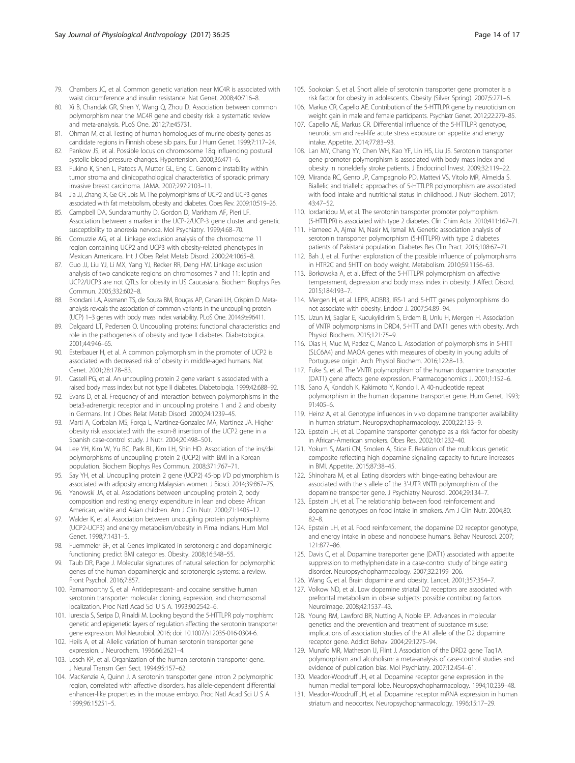79. Chambers JC, et al. Common genetic variation near MC4R is associated with waist circumference and insulin resistance. Nat Genet. 2008;40:716–8.
80. Xi B, Chandak GR, Shen Y, Wang Q, Zhou D. Association between common polymorphism near the MC4R gene and obesity risk: a systematic review and meta-analysis. PLoS One. 2012;7:e45731.
81. Ohman M, et al. Testing of human homologues of murine obesity genes as candidate regions in Finnish obese sib pairs. Eur J Hum Genet. 1999;7:117–24.
82. Pankow JS, et al. Possible locus on chromosome 18q influencing postural systolic blood pressure changes. Hypertension. 2000;36:471–6.
83. Fukino K, Shen L, Patocs A, Mutter GL, Eng C. Genomic instability within tumor stroma and clinicopathological characteristics of sporadic primary invasive breast carcinoma. JAMA. 2007;297:2103–11.
84. Jia JJ, Zhang X, Ge CR, Jois M. The polymorphisms of UCP2 and UCP3 genes associated with fat metabolism, obesity and diabetes. Obes Rev. 2009;10:519–26.
85. Campbell DA, Sundaramurthy D, Gordon D, Markham AF, Pieri LF. Association between a marker in the UCP-2/UCP-3 gene cluster and genetic susceptibility to anorexia nervosa. Mol Psychiatry. 1999;4:68–70.
86. Comuzzie AG, et al. Linkage exclusion analysis of the chromosome 11 region containing UCP2 and UCP3 with obesity-related phenotypes in Mexican Americans. Int J Obes Relat Metab Disord. 2000;24:1065–8.
87. Guo JJ, Liu YJ, Li MX, Yang YJ, Recker RR, Deng HW. Linkage exclusion analysis of two candidate regions on chromosomes 7 and 11: leptin and UCP2/UCP3 are not QTLs for obesity in US Caucasians. Biochem Biophys Res Commun. 2005;332:602–8.
88. Brondani LA, Assmann TS, de Souza BM, Bouças AP, Canani LH, Crispim D. Meta-analysis reveals the association of common variants in the uncoupling protein (UCP) 1–3 genes with body mass index variability. PLoS One. 2014;9:e96411.
89. Dalgaard LT, Pedersen O. Uncoupling proteins: functional characteristics and role in the pathogenesis of obesity and type II diabetes. Diabetologica. 2001;44:946–65.
90. Esterbauer H, et al. A common polymorphism in the promoter of UCP2 is associated with decreased risk of obesity in middle-aged humans. Nat Genet. 2001;28:178–83.
91. Cassell PG, et al. An uncoupling protein 2 gene variant is associated with a raised body mass index but not type II diabetes. Diabetologia. 1999;42:688–92.
92. Evans D, et al. Frequency of and interaction between polymorphisms in the beta3-adrenergic receptor and in uncoupling proteins 1 and 2 and obesity in Germans. Int J Obes Relat Metab Disord. 2000;24:1239–45.
93. Marti A, Corbalan MS, Forga L, Martinez-Gonzalec MA, Martinez JA. Higher obesity risk associated with the exon-8 insertion of the UCP2 gene in a Spanish case-control study. J Nutr. 2004;20:498–501.
94. Lee YH, Kim W, Yu BC, Park BL, Kim LH, Shin HD. Association of the ins/del polymorphisms of uncoupling protein 2 (UCP2) with BMI in a Korean population. Biochem Biophys Res Commun. 2008;371:767–71.
95. Say YH, et al. Uncoupling protein 2 gene (UCP2) 45-bp I/D polymorphism is associated with adiposity among Malaysian women. J Biosci. 2014;39:867–75.
96. Yanowski JA, et al. Associations between uncoupling protein 2, body composition and resting energy expenditure in lean and obese African American, white and Asian children. Am J Clin Nutr. 2000;71:1405–12.
97. Walder K, et al. Association between uncoupling protein polymorphisms (UCP2-UCP3) and energy metabolism/obesity in Pima Indians. Hum Mol Genet. 1998;7:1431–5.
98. Fuemmeler BF, et al. Genes implicated in serotonergic and dopaminergic functioning predict BMI categories. Obesity. 2008;16:348–55.
99. Taub DR, Page J. Molecular signatures of natural selection for polymorphic genes of the human dopaminergic and serotonergic systems: a review. Front Psychol. 2016;7:857.
100. Ramamoorthy S, et al. Antidepressant- and cocaine sensitive human serotonin transporter: molecular cloning, expression, and chromosomal localization. Proc Natl Acad Sci U S A. 1993;90:2542–6.
101. Iurescia S, Seripa D, Rinaldi M. Looking beyond the 5-HTTLPR polymorphism: genetic and epigenetic layers of regulation affecting the serotonin transporter gene expression. Mol Neurobiol. 2016; doi: 10.1007/s12035-016-0304-6.
102. Heils A, et al. Allelic variation of human serotonin transporter gene expression. J Neurochem. 1996;66:2621–4.
103. Lesch KP, et al. Organization of the human serotonin transporter gene. J Neural Transm Gen Sect. 1994;95:157–62.
104. MacKenzie A, Quinn J. A serotonin transporter gene intron 2 polymorphic region, correlated with affective disorders, has allele-dependent differential enhancer-like properties in the mouse embryo. Proc Natl Acad Sci U S A. 1999;96:15251–5.
105. Sookoian S, et al. Short allele of serotonin transporter gene promoter is a risk factor for obesity in adolescents. Obesity (Silver Spring). 2007;5:271–6.
106. Markus CR, Capello AE. Contribution of the 5-HTTLPR gene by neuroticism on weight gain in male and female participants. Psychiatr Genet. 2012;22:279–85.
107. Capello AE, Markus CR. Differential influence of the 5-HTTLPR genotype, neuroticism and real-life acute stress exposure on appetite and energy intake. Appetite. 2014;77:83–93.
108. Lan MY, Chang YY, Chen WH, Kao YF, Lin HS, Liu JS. Serotonin transporter gene promoter polymorphism is associated with body mass index and obesity in nonelderly stroke patients. J Endocrinol Invest. 2009;32:119–22.
109. Miranda RC, Genro JP, Campagnolo PD, Mattevi VS, Vitolo MR, Almeida S. Biallelic and triallelic approaches of 5-HTTLPR polymorphism are associated with food intake and nutritional status in childhood. J Nutr Biochem. 2017; 43:47–52.
110. Iordanidou M, et al. The serotonin transporter promoter polymorphism (5-HTTLPR) is associated with type 2 diabetes. Clin Chim Acta. 2010;411:167–71.
111. Hameed A, Ajmal M, Nasir M, Ismail M. Genetic association analysis of serotonin transporter polymorphism (5-HTTLPR) with type 2 diabetes patients of Pakistani population. Diabetes Res Clin Pract. 2015;108:67–71.
112. Bah J, et al. Further exploration of the possible influence of polymorphisms in HTR2C and 5HTT on body weight. Metabolism. 2010;59:1156–63.
113. Borkowska A, et al. Effect of the 5-HTTLPR polymorphism on affective temperament, depression and body mass index in obesity. J Affect Disord. 2015;184:193–7.
114. Mergen H, et al. LEPR, ADBR3, IRS-1 and 5-HTT genes polymorphisms do not associate with obesity. Endocr J. 2007;54:89–94.
115. Uzun M, Saglar E, Kucukyildirim S, Erdem B, Unlu H, Mergen H. Association of VNTR polymorphisms in DRD4, 5-HTT and DAT1 genes with obesity. Arch Physiol Biochem. 2015;121:75–9.
116. Dias H, Muc M, Padez C, Manco L. Association of polymorphisms in 5-HTT (SLC6A4) and MAOA genes with measures of obesity in young adults of Portuguese origin. Arch Physiol Biochem. 2016;122:8–13.
117. Fuke S, et al. The VNTR polymorphism of the human dopamine transporter (DAT1) gene affects gene expression. Pharmacogenomics J. 2001;1:152–6.
118. Sano A, Kondoh K, Kakimoto Y, Kondo I. A 40-nucleotide repeat polymorphism in the human dopamine transporter gene. Hum Genet. 1993; 91:405–6.
119. Heinz A, et al. Genotype influences in vivo dopamine transporter availability in human striatum. Neuropsychopharmacology. 2000;22:133–9.
120. Epstein LH, et al. Dopamine transporter genotype as a risk factor for obesity in African-American smokers. Obes Res. 2002;10:1232–40.
121. Yokum S, Marti CN, Smolen A, Stice E. Relation of the multilocus genetic composite reflecting high dopamine signaling capacity to future increases in BMI. Appetite. 2015;87:38–45.
122. Shinohara M, et al. Eating disorders with binge-eating behaviour are associated with the s allele of the 3′-UTR VNTR polymorphism of the dopamine transporter gene. J Psychiatry Neurosci. 2004;29:134–7.
123. Epstein LH, et al. The relationship between food reinforcement and dopamine genotypes on food intake in smokers. Am J Clin Nutr. 2004;80: 82–8.
124. Epstein LH, et al. Food reinforcement, the dopamine D2 receptor genotype, and energy intake in obese and nonobese humans. Behav Neurosci. 2007; 121:877–86.
125. Davis C, et al. Dopamine transporter gene (DAT1) associated with appetite suppression to methylphenidate in a case-control study of binge eating disorder. Neuropsychopharmacology. 2007;32:2199–206.
126. Wang G, et al. Brain dopamine and obesity. Lancet. 2001;357:354–7.
127. Volkow ND, et al. Low dopamine striatal D2 receptors are associated with prefrontal metabolism in obese subjects: possible contributing factors. Neuroimage. 2008;42:1537–43.
128. Young RM, Lawford BR, Nutting A, Noble EP. Advances in molecular genetics and the prevention and treatment of substance misuse: implications of association studies of the A1 allele of the D2 dopamine receptor gene. Addict Behav. 2004;29:1275–94.
129. Munafo MR, Matheson IJ, Flint J. Association of the DRD2 gene Taq1A polymorphism and alcoholism: a meta-analysis of case-control studies and evidence of publication bias. Mol Psychiatry. 2007;12:454–61.
130. Meador-Woodruff JH, et al. Dopamine receptor gene expression in the human medial temporal lobe. Neuropsychopharmacology. 1994;10:239–48.
131. Meador-Woodruff JH, et al. Dopamine receptor mRNA expression in human striatum and neocortex. Neuropsychopharmacology. 1996;15:17–29.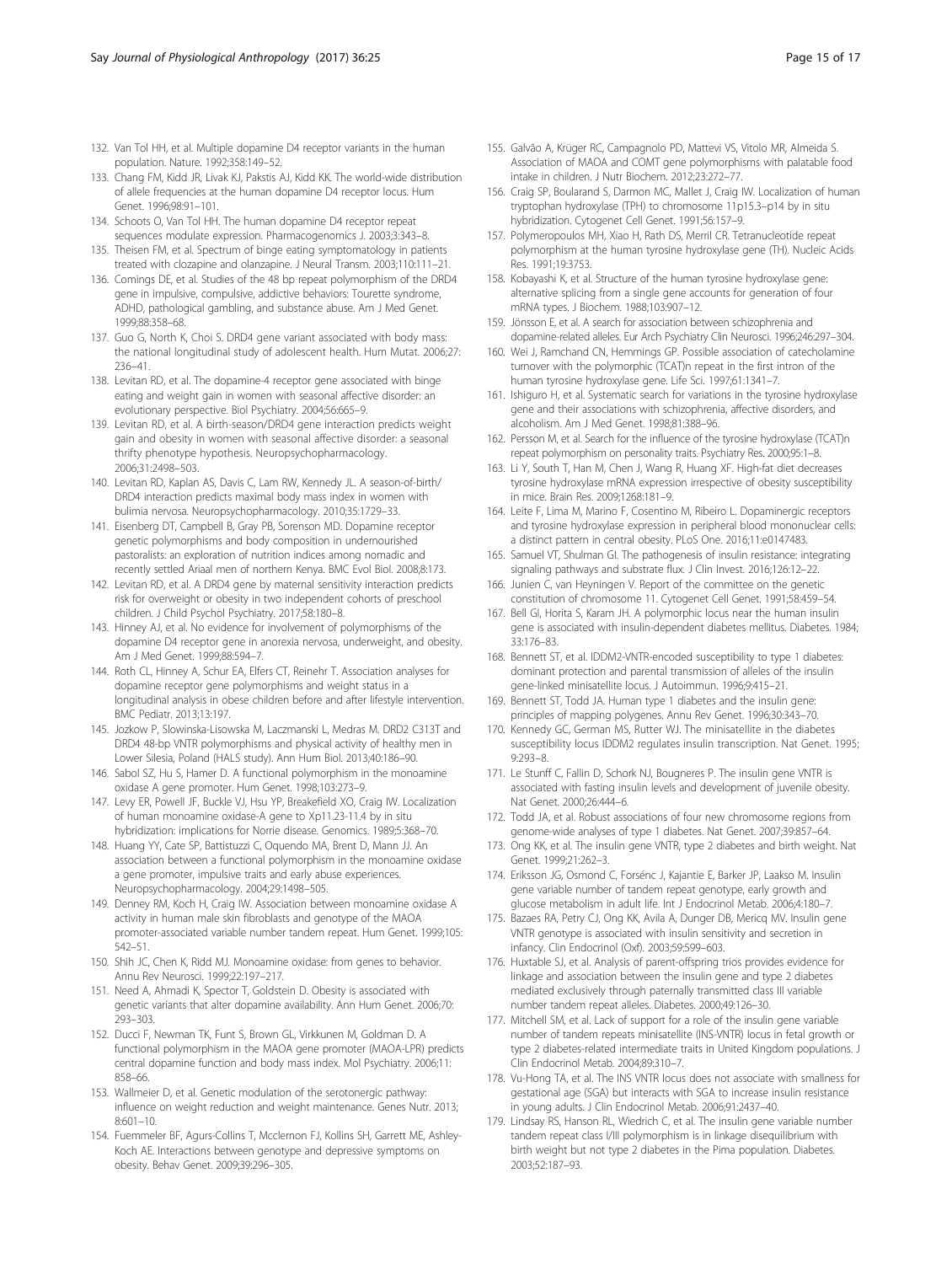132. Van Tol HH, et al. Multiple dopamine D4 receptor variants in the human population. Nature. 1992;358:149–52.
133. Chang FM, Kidd JR, Livak KJ, Pakstis AJ, Kidd KK. The world-wide distribution of allele frequencies at the human dopamine D4 receptor locus. Hum Genet. 1996;98:91–101.
134. Schoots O, Van Tol HH. The human dopamine D4 receptor repeat sequences modulate expression. Pharmacogenomics J. 2003;3:343–8.
135. Theisen FM, et al. Spectrum of binge eating symptomatology in patients treated with clozapine and olanzapine. J Neural Transm. 2003;110:111–21.
136. Comings DE, et al. Studies of the 48 bp repeat polymorphism of the DRD4 gene in impulsive, compulsive, addictive behaviors: Tourette syndrome, ADHD, pathological gambling, and substance abuse. Am J Med Genet. 1999;88:358–68.
137. Guo G, North K, Choi S. DRD4 gene variant associated with body mass: the national longitudinal study of adolescent health. Hum Mutat. 2006;27:236–41.
138. Levitan RD, et al. The dopamine-4 receptor gene associated with binge eating and weight gain in women with seasonal affective disorder: an evolutionary perspective. Biol Psychiatry. 2004;56:665–9.
139. Levitan RD, et al. A birth-season/DRD4 gene interaction predicts weight gain and obesity in women with seasonal affective disorder: a seasonal thrifty phenotype hypothesis. Neuropsychopharmacology. 2006;31:2498–503.
140. Levitan RD, Kaplan AS, Davis C, Lam RW, Kennedy JL. A season-of-birth/DRD4 interaction predicts maximal body mass index in women with bulimia nervosa. Neuropsychopharmacology. 2010;35:1729–33.
141. Eisenberg DT, Campbell B, Gray PB, Sorenson MD. Dopamine receptor genetic polymorphisms and body composition in undernourished pastoralists: an exploration of nutrition indices among nomadic and recently settled Ariaal men of northern Kenya. BMC Evol Biol. 2008;8:173.
142. Levitan RD, et al. A DRD4 gene by maternal sensitivity interaction predicts risk for overweight or obesity in two independent cohorts of preschool children. J Child Psychol Psychiatry. 2017;58:180–8.
143. Hinney AJ, et al. No evidence for involvement of polymorphisms of the dopamine D4 receptor gene in anorexia nervosa, underweight, and obesity. Am J Med Genet. 1999;88:594–7.
144. Roth CL, Hinney A, Schur EA, Elfers CT, Reinehr T. Association analyses for dopamine receptor gene polymorphisms and weight status in a longitudinal analysis in obese children before and after lifestyle intervention. BMC Pediatr. 2013;13:197.
145. Jozkow P, Slowinska-Lisowska M, Laczmanski L, Medras M. DRD2 C313T and DRD4 48-bp VNTR polymorphisms and physical activity of healthy men in Lower Silesia, Poland (HALS study). Ann Hum Biol. 2013;40:186–90.
146. Sabol SZ, Hu S, Hamer D. A functional polymorphism in the monoamine oxidase A gene promoter. Hum Genet. 1998;103:273–9.
147. Levy ER, Powell JF, Buckle VJ, Hsu YP, Breakefield XO, Craig IW. Localization of human monoamine oxidase-A gene to Xp11.23-11.4 by in situ hybridization: implications for Norrie disease. Genomics. 1989;5:368–70.
148. Huang YY, Cate SP, Battistuzzi C, Oquendo MA, Brent D, Mann JJ. An association between a functional polymorphism in the monoamine oxidase a gene promoter, impulsive traits and early abuse experiences. Neuropsychopharmacology. 2004;29:1498–505.
149. Denney RM, Koch H, Craig IW. Association between monoamine oxidase A activity in human male skin fibroblasts and genotype of the MAOA promoter-associated variable number tandem repeat. Hum Genet. 1999;105:542–51.
150. Shih JC, Chen K, Ridd MJ. Monoamine oxidase: from genes to behavior. Annu Rev Neurosci. 1999;22:197–217.
151. Need A, Ahmadi K, Spector T, Goldstein D. Obesity is associated with genetic variants that alter dopamine availability. Ann Hum Genet. 2006;70:293–303.
152. Ducci F, Newman TK, Funt S, Brown GL, Virkkunen M, Goldman D. A functional polymorphism in the MAOA gene promoter (MAOA-LPR) predicts central dopamine function and body mass index. Mol Psychiatry. 2006;11:858–66.
153. Wallmeier D, et al. Genetic modulation of the serotonergic pathway: influence on weight reduction and weight maintenance. Genes Nutr. 2013;8:601–10.
154. Fuemmeler BF, Agurs-Collins T, Mcclernon FJ, Kollins SH, Garrett ME, Ashley-Koch AE. Interactions between genotype and depressive symptoms on obesity. Behav Genet. 2009;39:296–305.
155. Galvão A, Krüger RC, Campagnolo PD, Mattevi VS, Vitolo MR, Almeida S. Association of MAOA and COMT gene polymorphisms with palatable food intake in children. J Nutr Biochem. 2012;23:272–77.
156. Craig SP, Boularand S, Darmon MC, Mallet J, Craig IW. Localization of human tryptophan hydroxylase (TPH) to chromosome 11p15.3–p14 by in situ hybridization. Cytogenet Cell Genet. 1991;56:157–9.
157. Polymeropoulos MH, Xiao H, Rath DS, Merril CR. Tetranucleotide repeat polymorphism at the human tyrosine hydroxylase gene (TH). Nucleic Acids Res. 1991;19:3753.
158. Kobayashi K, et al. Structure of the human tyrosine hydroxylase gene: alternative splicing from a single gene accounts for generation of four mRNA types. J Biochem. 1988;103:907–12.
159. Jönsson E, et al. A search for association between schizophrenia and dopamine-related alleles. Eur Arch Psychiatry Clin Neurosci. 1996;246:297–304.
160. Wei J, Ramchand CN, Hemmings GP. Possible association of catecholamine turnover with the polymorphic (TCAT)n repeat in the first intron of the human tyrosine hydroxylase gene. Life Sci. 1997;61:1341–7.
161. Ishiguro H, et al. Systematic search for variations in the tyrosine hydroxylase gene and their associations with schizophrenia, affective disorders, and alcoholism. Am J Med Genet. 1998;81:388–96.
162. Persson M, et al. Search for the influence of the tyrosine hydroxylase (TCAT)n repeat polymorphism on personality traits. Psychiatry Res. 2000;95:1–8.
163. Li Y, South T, Han M, Chen J, Wang R, Huang XF. High-fat diet decreases tyrosine hydroxylase mRNA expression irrespective of obesity susceptibility in mice. Brain Res. 2009;1268:181–9.
164. Leite F, Lima M, Marino F, Cosentino M, Ribeiro L. Dopaminergic receptors and tyrosine hydroxylase expression in peripheral blood mononuclear cells: a distinct pattern in central obesity. PLoS One. 2016;11:e0147483.
165. Samuel VT, Shulman GI. The pathogenesis of insulin resistance: integrating signaling pathways and substrate flux. J Clin Invest. 2016;126:12–22.
166. Junien C, van Heyningen V. Report of the committee on the genetic constitution of chromosome 11. Cytogenet Cell Genet. 1991;58:459–54.
167. Bell GI, Horita S, Karam JH. A polymorphic locus near the human insulin gene is associated with insulin-dependent diabetes mellitus. Diabetes. 1984;33:176–83.
168. Bennett ST, et al. IDDM2-VNTR-encoded susceptibility to type 1 diabetes: dominant protection and parental transmission of alleles of the insulin gene-linked minisatellite locus. J Autoimmun. 1996;9:415–21.
169. Bennett ST, Todd JA. Human type 1 diabetes and the insulin gene: principles of mapping polygenes. Annu Rev Genet. 1996;30:343–70.
170. Kennedy GC, German MS, Rutter WJ. The minisatellite in the diabetes susceptibility locus IDDM2 regulates insulin transcription. Nat Genet. 1995;9:293–8.
171. Le Stunff C, Fallin D, Schork NJ, Bougneres P. The insulin gene VNTR is associated with fasting insulin levels and development of juvenile obesity. Nat Genet. 2000;26:444–6.
172. Todd JA, et al. Robust associations of four new chromosome regions from genome-wide analyses of type 1 diabetes. Nat Genet. 2007;39:857–64.
173. Ong KK, et al. The insulin gene VNTR, type 2 diabetes and birth weight. Nat Genet. 1999;21:262–3.
174. Eriksson JG, Osmond C, Forsénc J, Kajantie E, Barker JP, Laakso M. Insulin gene variable number of tandem repeat genotype, early growth and glucose metabolism in adult life. Int J Endocrinol Metab. 2006;4:180–7.
175. Bazaes RA, Petry CJ, Ong KK, Avila A, Dunger DB, Mericq MV. Insulin gene VNTR genotype is associated with insulin sensitivity and secretion in infancy. Clin Endocrinol (Oxf). 2003;59:599–603.
176. Huxtable SJ, et al. Analysis of parent-offspring trios provides evidence for linkage and association between the insulin gene and type 2 diabetes mediated exclusively through paternally transmitted class III variable number tandem repeat alleles. Diabetes. 2000;49:126–30.
177. Mitchell SM, et al. Lack of support for a role of the insulin gene variable number of tandem repeats minisatellite (INS-VNTR) locus in fetal growth or type 2 diabetes-related intermediate traits in United Kingdom populations. J Clin Endocrinol Metab. 2004;89:310–7.
178. Vu-Hong TA, et al. The INS VNTR locus does not associate with smallness for gestational age (SGA) but interacts with SGA to increase insulin resistance in young adults. J Clin Endocrinol Metab. 2006;91:2437–40.
179. Lindsay RS, Hanson RL, Wiedrich C, et al. The insulin gene variable number tandem repeat class I/III polymorphism is in linkage disequilibrium with birth weight but not type 2 diabetes in the Pima population. Diabetes. 2003;52:187–93.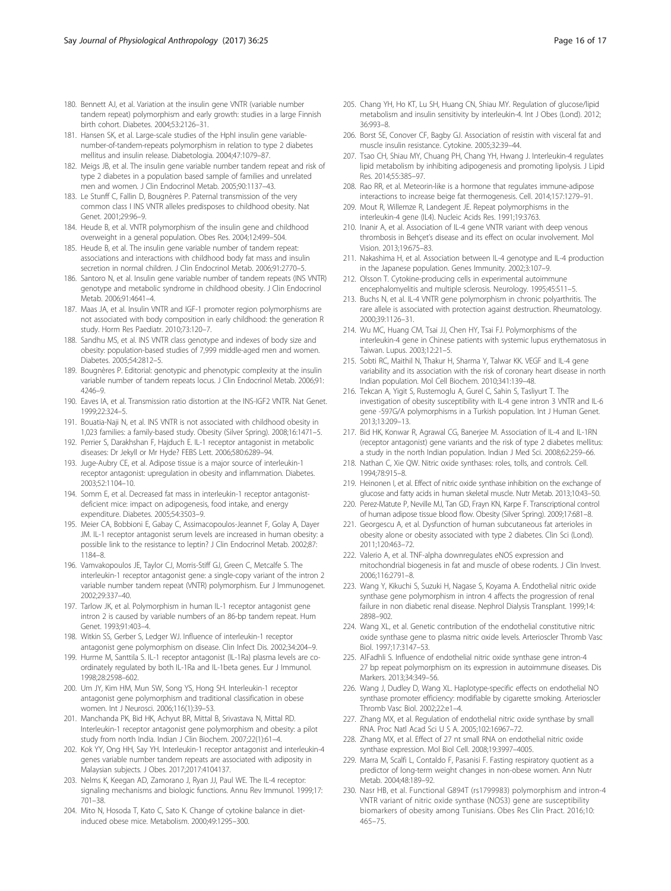180. Bennett AJ, et al. Variation at the insulin gene VNTR (variable number tandem repeat) polymorphism and early growth: studies in a large Finnish birth cohort. Diabetes. 2004;53:2126–31.
181. Hansen SK, et al. Large-scale studies of the HphI insulin gene variable-number-of-tandem-repeats polymorphism in relation to type 2 diabetes mellitus and insulin release. Diabetologia. 2004;47:1079–87.
182. Meigs JB, et al. The insulin gene variable number tandem repeat and risk of type 2 diabetes in a population based sample of families and unrelated men and women. J Clin Endocrinol Metab. 2005;90:1137–43.
183. Le Stunff C, Fallin D, Bougnères P. Paternal transmission of the very common class I INS VNTR alleles predisposes to childhood obesity. Nat Genet. 2001;29:96–9.
184. Heude B, et al. VNTR polymorphism of the insulin gene and childhood overweight in a general population. Obes Res. 2004;12:499–504.
185. Heude B, et al. The insulin gene variable number of tandem repeat: associations and interactions with childhood body fat mass and insulin secretion in normal children. J Clin Endocrinol Metab. 2006;91:2770–5.
186. Santoro N, et al. Insulin gene variable number of tandem repeats (INS VNTR) genotype and metabolic syndrome in childhood obesity. J Clin Endocrinol Metab. 2006;91:4641–4.
187. Maas JA, et al. Insulin VNTR and IGF-1 promoter region polymorphisms are not associated with body composition in early childhood: the generation R study. Horm Res Paediatr. 2010;73:120–7.
188. Sandhu MS, et al. INS VNTR class genotype and indexes of body size and obesity: population-based studies of 7,999 middle-aged men and women. Diabetes. 2005;54:2812–5.
189. Bougnères P. Editorial: genotypic and phenotypic complexity at the insulin variable number of tandem repeats locus. J Clin Endocrinol Metab. 2006;91: 4246–9.
190. Eaves IA, et al. Transmission ratio distortion at the INS-IGF2 VNTR. Nat Genet. 1999;22:324–5.
191. Bouatia-Naji N, et al. INS VNTR is not associated with childhood obesity in 1,023 families: a family-based study. Obesity (Silver Spring). 2008;16:1471–5.
192. Perrier S, Darakhshan F, Hajduch E. IL-1 receptor antagonist in metabolic diseases: Dr Jekyll or Mr Hyde? FEBS Lett. 2006;580:6289–94.
193. Juge-Aubry CE, et al. Adipose tissue is a major source of interleukin-1 receptor antagonist: upregulation in obesity and inflammation. Diabetes. 2003;52:1104–10.
194. Somm E, et al. Decreased fat mass in interleukin-1 receptor antagonist-deficient mice: impact on adipogenesis, food intake, and energy expenditure. Diabetes. 2005;54:3503–9.
195. Meier CA, Bobbioni E, Gabay C, Assimacopoulos-Jeannet F, Golay A, Dayer JM. IL-1 receptor antagonist serum levels are increased in human obesity: a possible link to the resistance to leptin? J Clin Endocrinol Metab. 2002;87: 1184–8.
196. Vamvakopoulos JE, Taylor CJ, Morris-Stiff GJ, Green C, Metcalfe S. The interleukin-1 receptor antagonist gene: a single-copy variant of the intron 2 variable number tandem repeat (VNTR) polymorphism. Eur J Immunogenet. 2002;29:337–40.
197. Tarlow JK, et al. Polymorphism in human IL-1 receptor antagonist gene intron 2 is caused by variable numbers of an 86-bp tandem repeat. Hum Genet. 1993;91:403–4.
198. Witkin SS, Gerber S, Ledger WJ. Influence of interleukin-1 receptor antagonist gene polymorphism on disease. Clin Infect Dis. 2002;34:204–9.
199. Hurme M, Santtila S. IL-1 receptor antagonist (IL-1Ra) plasma levels are co-ordinately regulated by both IL-1Ra and IL-1beta genes. Eur J Immunol. 1998;28:2598–602.
200. Um JY, Kim HM, Mun SW, Song YS, Hong SH. Interleukin-1 receptor antagonist gene polymorphism and traditional classification in obese women. Int J Neurosci. 2006;116(1):39–53.
201. Manchanda PK, Bid HK, Achyut BR, Mittal B, Srivastava N, Mittal RD. Interleukin-1 receptor antagonist gene polymorphism and obesity: a pilot study from north India. Indian J Clin Biochem. 2007;22(1):61–4.
202. Kok YY, Ong HH, Say YH. Interleukin-1 receptor antagonist and interleukin-4 genes variable number tandem repeats are associated with adiposity in Malaysian subjects. J Obes. 2017;2017:4104137.
203. Nelms K, Keegan AD, Zamorano J, Ryan JJ, Paul WE. The IL-4 receptor: signaling mechanisms and biologic functions. Annu Rev Immunol. 1999;17: 701–38.
204. Mito N, Hosoda T, Kato C, Sato K. Change of cytokine balance in diet-induced obese mice. Metabolism. 2000;49:1295–300.
205. Chang YH, Ho KT, Lu SH, Huang CN, Shiau MY. Regulation of glucose/lipid metabolism and insulin sensitivity by interleukin-4. Int J Obes (Lond). 2012; 36:993–8.
206. Borst SE, Conover CF, Bagby GJ. Association of resistin with visceral fat and muscle insulin resistance. Cytokine. 2005;32:39–44.
207. Tsao CH, Shiau MY, Chuang PH, Chang YH, Hwang J. Interleukin-4 regulates lipid metabolism by inhibiting adipogenesis and promoting lipolysis. J Lipid Res. 2014;55:385–97.
208. Rao RR, et al. Meteorin-like is a hormone that regulates immune-adipose interactions to increase beige fat thermogenesis. Cell. 2014;157:1279–91.
209. Mout R, Willemze R, Landegent JE. Repeat polymorphisms in the interleukin-4 gene (IL4). Nucleic Acids Res. 1991;19:3763.
210. Inanir A, et al. Association of IL-4 gene VNTR variant with deep venous thrombosis in Behçet's disease and its effect on ocular involvement. Mol Vision. 2013;19:675–83.
211. Nakashima H, et al. Association between IL-4 genotype and IL-4 production in the Japanese population. Genes Immunity. 2002;3:107–9.
212. Olsson T. Cytokine-producing cells in experimental autoimmune encephalomyelitis and multiple sclerosis. Neurology. 1995;45:S11–5.
213. Buchs N, et al. IL-4 VNTR gene polymorphism in chronic polyarthritis. The rare allele is associated with protection against destruction. Rheumatology. 2000;39:1126–31.
214. Wu MC, Huang CM, Tsai JJ, Chen HY, Tsai FJ. Polymorphisms of the interleukin-4 gene in Chinese patients with systemic lupus erythematosus in Taiwan. Lupus. 2003;12:21–5.
215. Sobti RC, Maithil N, Thakur H, Sharma Y, Talwar KK. VEGF and IL-4 gene variability and its association with the risk of coronary heart disease in north Indian population. Mol Cell Biochem. 2010;341:139–48.
216. Tekcan A, Yigit S, Rustemoglu A, Gurel C, Sahin S, Tasliyurt T. The investigation of obesity susceptibility with IL-4 gene intron 3 VNTR and IL-6 gene -597G/A polymorphisms in a Turkish population. Int J Human Genet. 2013;13:209–13.
217. Bid HK, Konwar R, Agrawal CG, Banerjee M. Association of IL-4 and IL-1RN (receptor antagonist) gene variants and the risk of type 2 diabetes mellitus: a study in the north Indian population. Indian J Med Sci. 2008;62:259–66.
218. Nathan C, Xie QW. Nitric oxide synthases: roles, tolls, and controls. Cell. 1994;78:915–8.
219. Heinonen I, et al. Effect of nitric oxide synthase inhibition on the exchange of glucose and fatty acids in human skeletal muscle. Nutr Metab. 2013;10:43–50.
220. Perez-Matute P, Neville MJ, Tan GD, Frayn KN, Karpe F. Transcriptional control of human adipose tissue blood flow. Obesity (Silver Spring). 2009;17:681–8.
221. Georgescu A, et al. Dysfunction of human subcutaneous fat arterioles in obesity alone or obesity associated with type 2 diabetes. Clin Sci (Lond). 2011;120:463–72.
222. Valerio A, et al. TNF-alpha downregulates eNOS expression and mitochondrial biogenesis in fat and muscle of obese rodents. J Clin Invest. 2006;116:2791–8.
223. Wang Y, Kikuchi S, Suzuki H, Nagase S, Koyama A. Endothelial nitric oxide synthase gene polymorphism in intron 4 affects the progression of renal failure in non diabetic renal disease. Nephrol Dialysis Transplant. 1999;14: 2898–902.
224. Wang XL, et al. Genetic contribution of the endothelial constitutive nitric oxide synthase gene to plasma nitric oxide levels. Arterioscler Thromb Vasc Biol. 1997;17:3147–53.
225. AlFadhli S. Influence of endothelial nitric oxide synthase gene intron-4 27 bp repeat polymorphism on its expression in autoimmune diseases. Dis Markers. 2013;34:349–56.
226. Wang J, Dudley D, Wang XL. Haplotype-specific effects on endothelial NO synthase promoter efficiency: modifiable by cigarette smoking. Arterioscler Thromb Vasc Biol. 2002;22:e1–4.
227. Zhang MX, et al. Regulation of endothelial nitric oxide synthase by small RNA. Proc Natl Acad Sci U S A. 2005;102:16967–72.
228. Zhang MX, et al. Effect of 27 nt small RNA on endothelial nitric oxide synthase expression. Mol Biol Cell. 2008;19:3997–4005.
229. Marra M, Scalfi L, Contaldo F, Pasanisi F. Fasting respiratory quotient as a predictor of long-term weight changes in non-obese women. Ann Nutr Metab. 2004;48:189–92.
230. Nasr HB, et al. Functional G894T (rs1799983) polymorphism and intron-4 VNTR variant of nitric oxide synthase (NOS3) gene are susceptibility biomarkers of obesity among Tunisians. Obes Res Clin Pract. 2016;10: 465–75.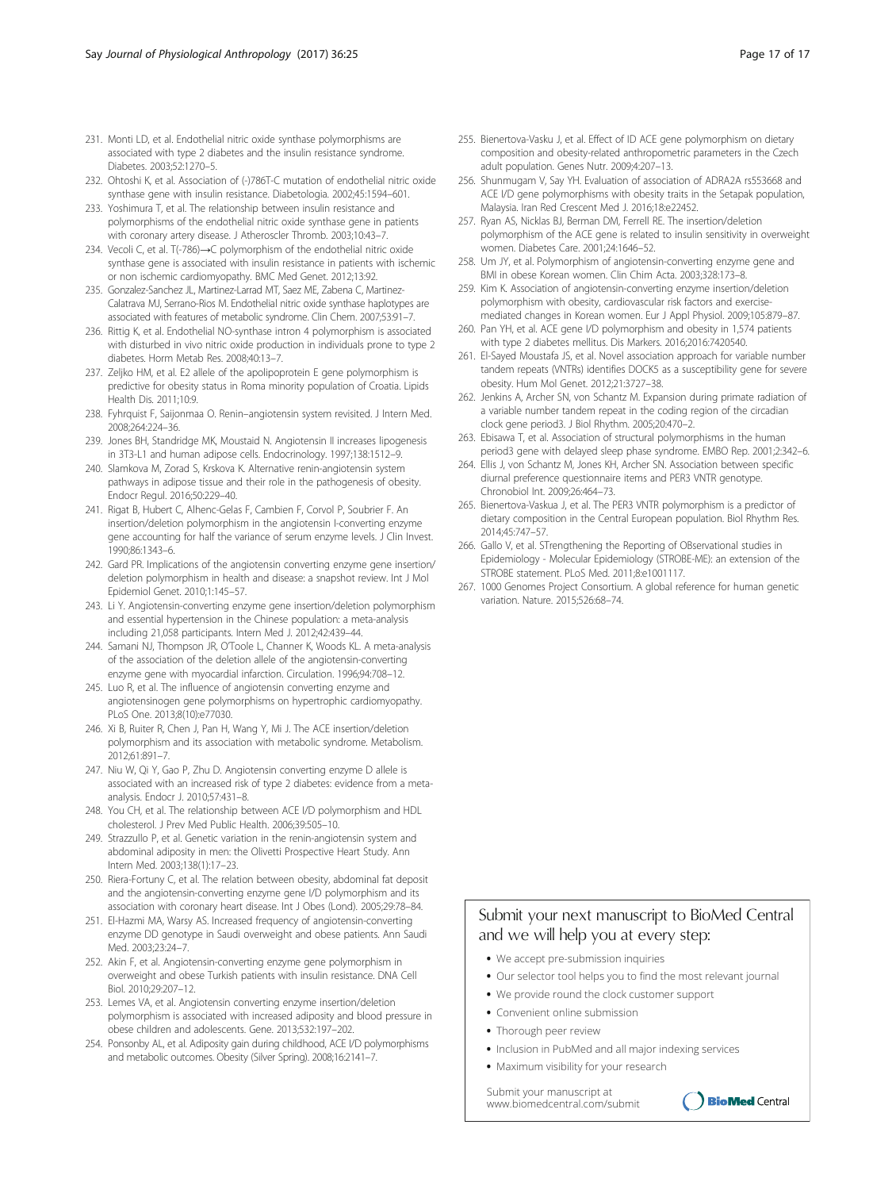231. Monti LD, et al. Endothelial nitric oxide synthase polymorphisms are associated with type 2 diabetes and the insulin resistance syndrome. Diabetes. 2003;52:1270–5.
232. Ohtoshi K, et al. Association of (-)786T-C mutation of endothelial nitric oxide synthase gene with insulin resistance. Diabetologia. 2002;45:1594–601.
233. Yoshimura T, et al. The relationship between insulin resistance and polymorphisms of the endothelial nitric oxide synthase gene in patients with coronary artery disease. J Atheroscler Thromb. 2003;10:43–7.
234. Vecoli C, et al. T(-786)→C polymorphism of the endothelial nitric oxide synthase gene is associated with insulin resistance in patients with ischemic or non ischemic cardiomyopathy. BMC Med Genet. 2012;13:92.
235. Gonzalez-Sanchez JL, Martinez-Larrad MT, Saez ME, Zabena C, Martinez-Calatrava MJ, Serrano-Rios M. Endothelial nitric oxide synthase haplotypes are associated with features of metabolic syndrome. Clin Chem. 2007;53:91–7.
236. Rittig K, et al. Endothelial NO-synthase intron 4 polymorphism is associated with disturbed in vivo nitric oxide production in individuals prone to type 2 diabetes. Horm Metab Res. 2008;40:13–7.
237. Zeljko HM, et al. E2 allele of the apolipoprotein E gene polymorphism is predictive for obesity status in Roma minority population of Croatia. Lipids Health Dis. 2011;10:9.
238. Fyhrquist F, Saijonmaa O. Renin–angiotensin system revisited. J Intern Med. 2008;264:224–36.
239. Jones BH, Standridge MK, Moustaid N. Angiotensin II increases lipogenesis in 3T3-L1 and human adipose cells. Endocrinology. 1997;138:1512–9.
240. Slamkova M, Zorad S, Krskova K. Alternative renin-angiotensin system pathways in adipose tissue and their role in the pathogenesis of obesity. Endocr Regul. 2016;50:229–40.
241. Rigat B, Hubert C, Alhenc-Gelas F, Cambien F, Corvol P, Soubrier F. An insertion/deletion polymorphism in the angiotensin I-converting enzyme gene accounting for half the variance of serum enzyme levels. J Clin Invest. 1990;86:1343–6.
242. Gard PR. Implications of the angiotensin converting enzyme gene insertion/deletion polymorphism in health and disease: a snapshot review. Int J Mol Epidemiol Genet. 2010;1:145–57.
243. Li Y. Angiotensin-converting enzyme gene insertion/deletion polymorphism and essential hypertension in the Chinese population: a meta-analysis including 21,058 participants. Intern Med J. 2012;42:439–44.
244. Samani NJ, Thompson JR, O'Toole L, Channer K, Woods KL. A meta-analysis of the association of the deletion allele of the angiotensin-converting enzyme gene with myocardial infarction. Circulation. 1996;94:708–12.
245. Luo R, et al. The influence of angiotensin converting enzyme and angiotensinogen gene polymorphisms on hypertrophic cardiomyopathy. PLoS One. 2013;8(10):e77030.
246. Xi B, Ruiter R, Chen J, Pan H, Wang Y, Mi J. The ACE insertion/deletion polymorphism and its association with metabolic syndrome. Metabolism. 2012;61:891–7.
247. Niu W, Qi Y, Gao P, Zhu D. Angiotensin converting enzyme D allele is associated with an increased risk of type 2 diabetes: evidence from a meta-analysis. Endocr J. 2010;57:431–8.
248. You CH, et al. The relationship between ACE I/D polymorphism and HDL cholesterol. J Prev Med Public Health. 2006;39:505–10.
249. Strazzullo P, et al. Genetic variation in the renin-angiotensin system and abdominal adiposity in men: the Olivetti Prospective Heart Study. Ann Intern Med. 2003;138(1):17–23.
250. Riera-Fortuny C, et al. The relation between obesity, abdominal fat deposit and the angiotensin-converting enzyme gene I/D polymorphism and its association with coronary heart disease. Int J Obes (Lond). 2005;29:78–84.
251. El-Hazmi MA, Warsy AS. Increased frequency of angiotensin-converting enzyme DD genotype in Saudi overweight and obese patients. Ann Saudi Med. 2003;23:24–7.
252. Akin F, et al. Angiotensin-converting enzyme gene polymorphism in overweight and obese Turkish patients with insulin resistance. DNA Cell Biol. 2010;29:207–12.
253. Lemes VA, et al. Angiotensin converting enzyme insertion/deletion polymorphism is associated with increased adiposity and blood pressure in obese children and adolescents. Gene. 2013;532:197–202.
254. Ponsonby AL, et al. Adiposity gain during childhood, ACE I/D polymorphisms and metabolic outcomes. Obesity (Silver Spring). 2008;16:2141–7.
255. Bienertova-Vasku J, et al. Effect of ID ACE gene polymorphism on dietary composition and obesity-related anthropometric parameters in the Czech adult population. Genes Nutr. 2009;4:207–13.
256. Shunmugam V, Say YH. Evaluation of association of ADRA2A rs553668 and ACE I/D gene polymorphisms with obesity traits in the Setapak population, Malaysia. Iran Red Crescent Med J. 2016;18:e22452.
257. Ryan AS, Nicklas BJ, Berman DM, Ferrell RE. The insertion/deletion polymorphism of the ACE gene is related to insulin sensitivity in overweight women. Diabetes Care. 2001;24:1646–52.
258. Um JY, et al. Polymorphism of angiotensin-converting enzyme gene and BMI in obese Korean women. Clin Chim Acta. 2003;328:173–8.
259. Kim K. Association of angiotensin-converting enzyme insertion/deletion polymorphism with obesity, cardiovascular risk factors and exercise-mediated changes in Korean women. Eur J Appl Physiol. 2009;105:879–87.
260. Pan YH, et al. ACE gene I/D polymorphism and obesity in 1,574 patients with type 2 diabetes mellitus. Dis Markers. 2016;2016:7420540.
261. El-Sayed Moustafa JS, et al. Novel association approach for variable number tandem repeats (VNTRs) identifies DOCK5 as a susceptibility gene for severe obesity. Hum Mol Genet. 2012;21:3727–38.
262. Jenkins A, Archer SN, von Schantz M. Expansion during primate radiation of a variable number tandem repeat in the coding region of the circadian clock gene period3. J Biol Rhythm. 2005;20:470–2.
263. Ebisawa T, et al. Association of structural polymorphisms in the human period3 gene with delayed sleep phase syndrome. EMBO Rep. 2001;2:342–6.
264. Ellis J, von Schantz M, Jones KH, Archer SN. Association between specific diurnal preference questionnaire items and PER3 VNTR genotype. Chronobiol Int. 2009;26:464–73.
265. Bienertova-Vaskua J, et al. The PER3 VNTR polymorphism is a predictor of dietary composition in the Central European population. Biol Rhythm Res. 2014;45:747–57.
266. Gallo V, et al. STrengthening the Reporting of OBservational studies in Epidemiology - Molecular Epidemiology (STROBE-ME): an extension of the STROBE statement. PLoS Med. 2011;8:e1001117.
267. 1000 Genomes Project Consortium. A global reference for human genetic variation. Nature. 2015;526:68–74.

Submit your next manuscript to BioMed Central and we will help you at every step:

- We accept pre-submission inquiries
- Our selector tool helps you to find the most relevant journal
- We provide round the clock customer support
- Convenient online submission
- Thorough peer review
- Inclusion in PubMed and all major indexing services
- Maximum visibility for your research

Submit your manuscript at
www.biomedcentral.com/submit

BioMed Central